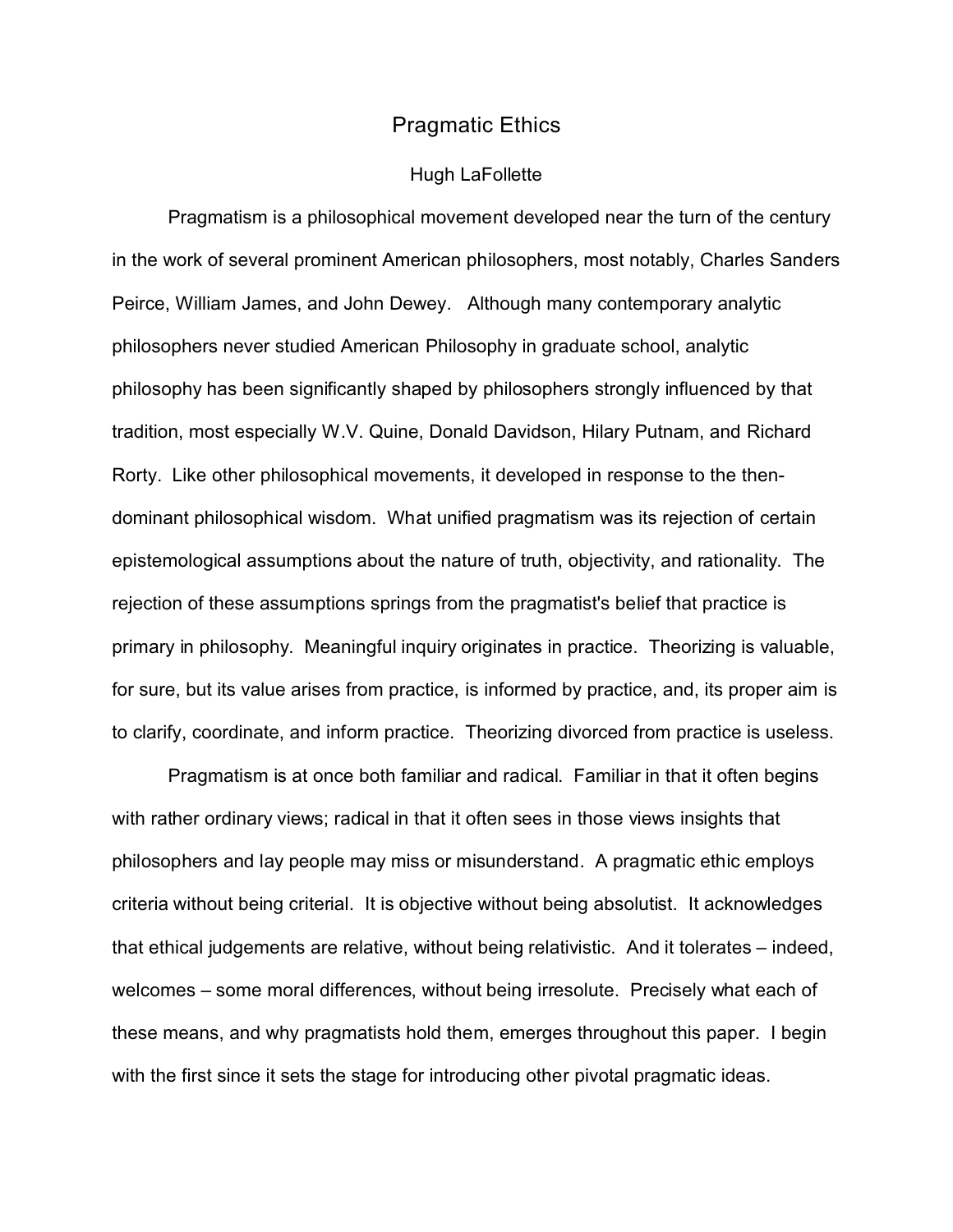# Pragmatic Ethics

Hugh LaFollette

Pragmatism is a philosophical movement developed near the turn of the century in the work of several prominent American philosophers, most notably, Charles Sanders Peirce, William James, and John Dewey. Although many contemporary analytic philosophers never studied American Philosophy in graduate school, analytic philosophy has been significantly shaped by philosophers strongly influenced by that tradition, most especially W.V. Quine, Donald Davidson, Hilary Putnam, and Richard Rorty. Like other philosophical movements, it developed in response to the then-dominant philosophical wisdom. What unified pragmatism was its rejection of certain epistemological assumptions about the nature of truth, objectivity, and rationality. The rejection of these assumptions springs from the pragmatist's belief that practice is primary in philosophy. Meaningful inquiry originates in practice. Theorizing is valuable, for sure, but its value arises from practice, is informed by practice, and, its proper aim is to clarify, coordinate, and inform practice. Theorizing divorced from practice is useless.

Pragmatism is at once both familiar and radical. Familiar in that it often begins with rather ordinary views; radical in that it often sees in those views insights that philosophers and lay people may miss or misunderstand. A pragmatic ethic employs criteria without being criterial. It is objective without being absolutist. It acknowledges that ethical judgements are relative, without being relativistic. And it tolerates – indeed, welcomes – some moral differences, without being irresolute. Precisely what each of these means, and why pragmatists hold them, emerges throughout this paper. I begin with the first since it sets the stage for introducing other pivotal pragmatic ideas.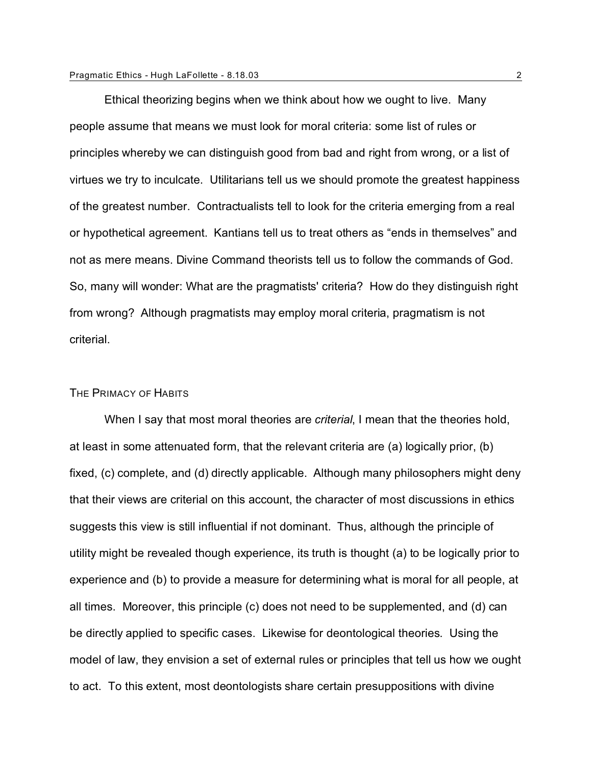Ethical theorizing begins when we think about how we ought to live. Many people assume that means we must look for moral criteria: some list of rules or principles whereby we can distinguish good from bad and right from wrong, or a list of virtues we try to inculcate. Utilitarians tell us we should promote the greatest happiness of the greatest number. Contractualists tell to look for the criteria emerging from a real or hypothetical agreement. Kantians tell us to treat others as "ends in themselves" and not as mere means. Divine Command theorists tell us to follow the commands of God. So, many will wonder: What are the pragmatists' criteria? How do they distinguish right from wrong? Although pragmatists may employ moral criteria, pragmatism is not criterial.

## The Primacy of Habits

When I say that most moral theories are *criterial*, I mean that the theories hold, at least in some attenuated form, that the relevant criteria are (a) logically prior, (b) fixed, (c) complete, and (d) directly applicable. Although many philosophers might deny that their views are criterial on this account, the character of most discussions in ethics suggests this view is still influential if not dominant. Thus, although the principle of utility might be revealed though experience, its truth is thought (a) to be logically prior to experience and (b) to provide a measure for determining what is moral for all people, at all times. Moreover, this principle (c) does not need to be supplemented, and (d) can be directly applied to specific cases. Likewise for deontological theories. Using the model of law, they envision a set of external rules or principles that tell us how we ought to act. To this extent, most deontologists share certain presuppositions with divine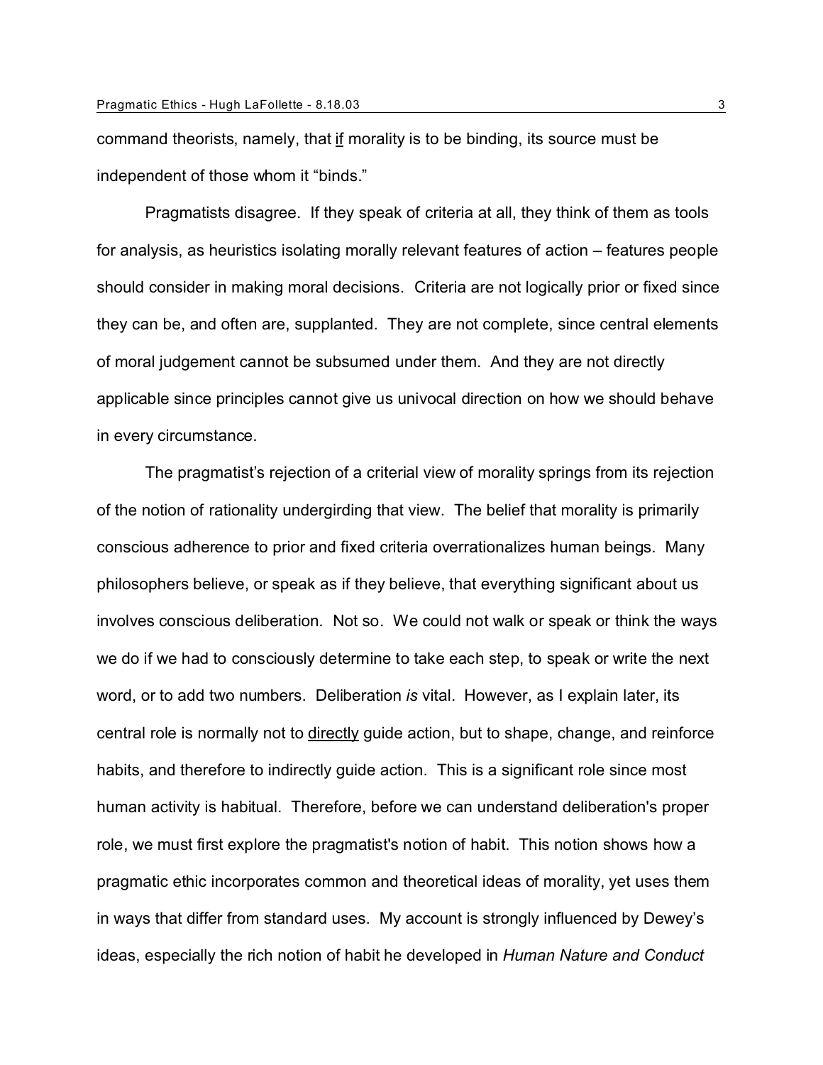command theorists, namely, that <u>if</u> morality is to be binding, its source must be independent of those whom it "binds."

Pragmatists disagree. If they speak of criteria at all, they think of them as tools for analysis, as heuristics isolating morally relevant features of action – features people should consider in making moral decisions. Criteria are not logically prior or fixed since they can be, and often are, supplanted. They are not complete, since central elements of moral judgement cannot be subsumed under them. And they are not directly applicable since principles cannot give us univocal direction on how we should behave in every circumstance.

The pragmatist's rejection of a criterial view of morality springs from its rejection of the notion of rationality undergirding that view. The belief that morality is primarily conscious adherence to prior and fixed criteria overrationalizes human beings. Many philosophers believe, or speak as if they believe, that everything significant about us involves conscious deliberation. Not so. We could not walk or speak or think the ways we do if we had to consciously determine to take each step, to speak or write the next word, or to add two numbers. Deliberation *is* vital. However, as I explain later, its central role is normally not to <u>directly</u> guide action, but to shape, change, and reinforce habits, and therefore to indirectly guide action. This is a significant role since most human activity is habitual. Therefore, before we can understand deliberation's proper role, we must first explore the pragmatist's notion of habit. This notion shows how a pragmatic ethic incorporates common and theoretical ideas of morality, yet uses them in ways that differ from standard uses. My account is strongly influenced by Dewey's ideas, especially the rich notion of habit he developed in *Human Nature and Conduct*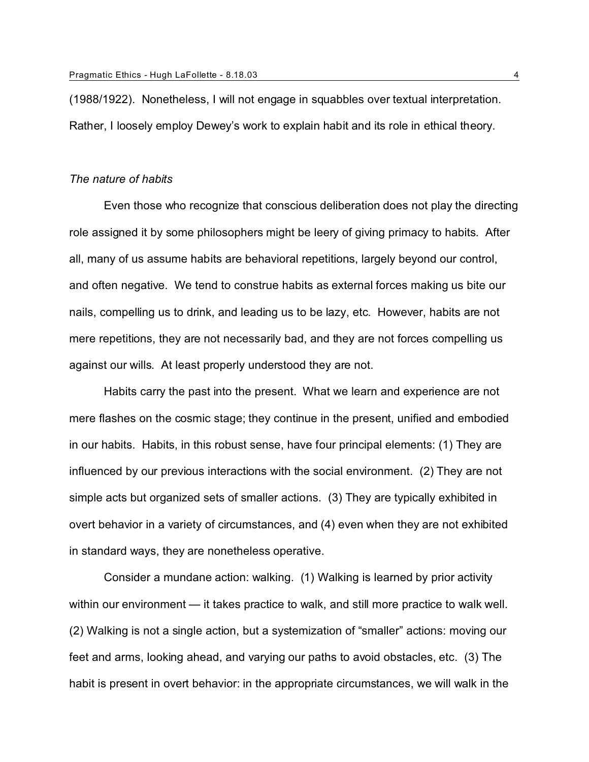(1988/1922). Nonetheless, I will not engage in squabbles over textual interpretation. Rather, I loosely employ Dewey's work to explain habit and its role in ethical theory.

*The nature of habits*

Even those who recognize that conscious deliberation does not play the directing role assigned it by some philosophers might be leery of giving primacy to habits. After all, many of us assume habits are behavioral repetitions, largely beyond our control, and often negative. We tend to construe habits as external forces making us bite our nails, compelling us to drink, and leading us to be lazy, etc. However, habits are not mere repetitions, they are not necessarily bad, and they are not forces compelling us against our wills. At least properly understood they are not.

Habits carry the past into the present. What we learn and experience are not mere flashes on the cosmic stage; they continue in the present, unified and embodied in our habits. Habits, in this robust sense, have four principal elements: (1) They are influenced by our previous interactions with the social environment. (2) They are not simple acts but organized sets of smaller actions. (3) They are typically exhibited in overt behavior in a variety of circumstances, and (4) even when they are not exhibited in standard ways, they are nonetheless operative.

Consider a mundane action: walking. (1) Walking is learned by prior activity within our environment — it takes practice to walk, and still more practice to walk well. (2) Walking is not a single action, but a systemization of "smaller" actions: moving our feet and arms, looking ahead, and varying our paths to avoid obstacles, etc. (3) The habit is present in overt behavior: in the appropriate circumstances, we will walk in the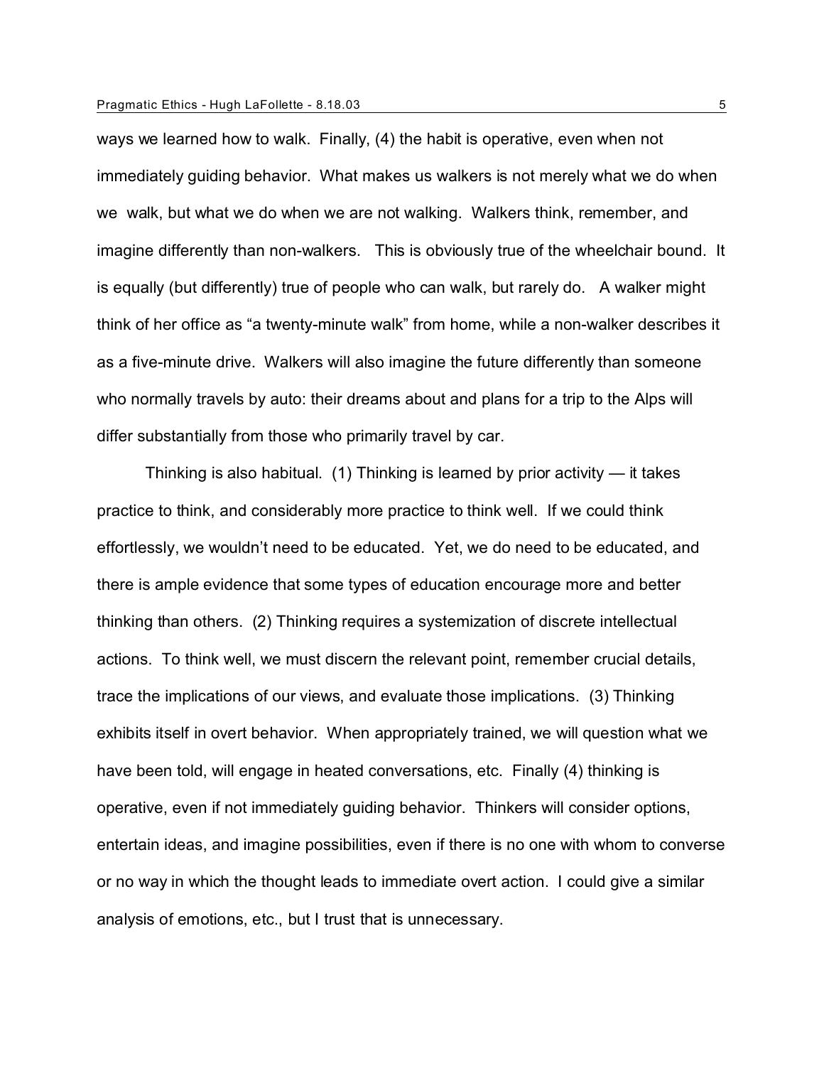ways we learned how to walk. Finally, (4) the habit is operative, even when not immediately guiding behavior. What makes us walkers is not merely what we do when we walk, but what we do when we are not walking. Walkers think, remember, and imagine differently than non-walkers. This is obviously true of the wheelchair bound. It is equally (but differently) true of people who can walk, but rarely do. A walker might think of her office as "a twenty-minute walk" from home, while a non-walker describes it as a five-minute drive. Walkers will also imagine the future differently than someone who normally travels by auto: their dreams about and plans for a trip to the Alps will differ substantially from those who primarily travel by car.

Thinking is also habitual. (1) Thinking is learned by prior activity — it takes practice to think, and considerably more practice to think well. If we could think effortlessly, we wouldn't need to be educated. Yet, we do need to be educated, and there is ample evidence that some types of education encourage more and better thinking than others. (2) Thinking requires a systemization of discrete intellectual actions. To think well, we must discern the relevant point, remember crucial details, trace the implications of our views, and evaluate those implications. (3) Thinking exhibits itself in overt behavior. When appropriately trained, we will question what we have been told, will engage in heated conversations, etc. Finally (4) thinking is operative, even if not immediately guiding behavior. Thinkers will consider options, entertain ideas, and imagine possibilities, even if there is no one with whom to converse or no way in which the thought leads to immediate overt action. I could give a similar analysis of emotions, etc., but I trust that is unnecessary.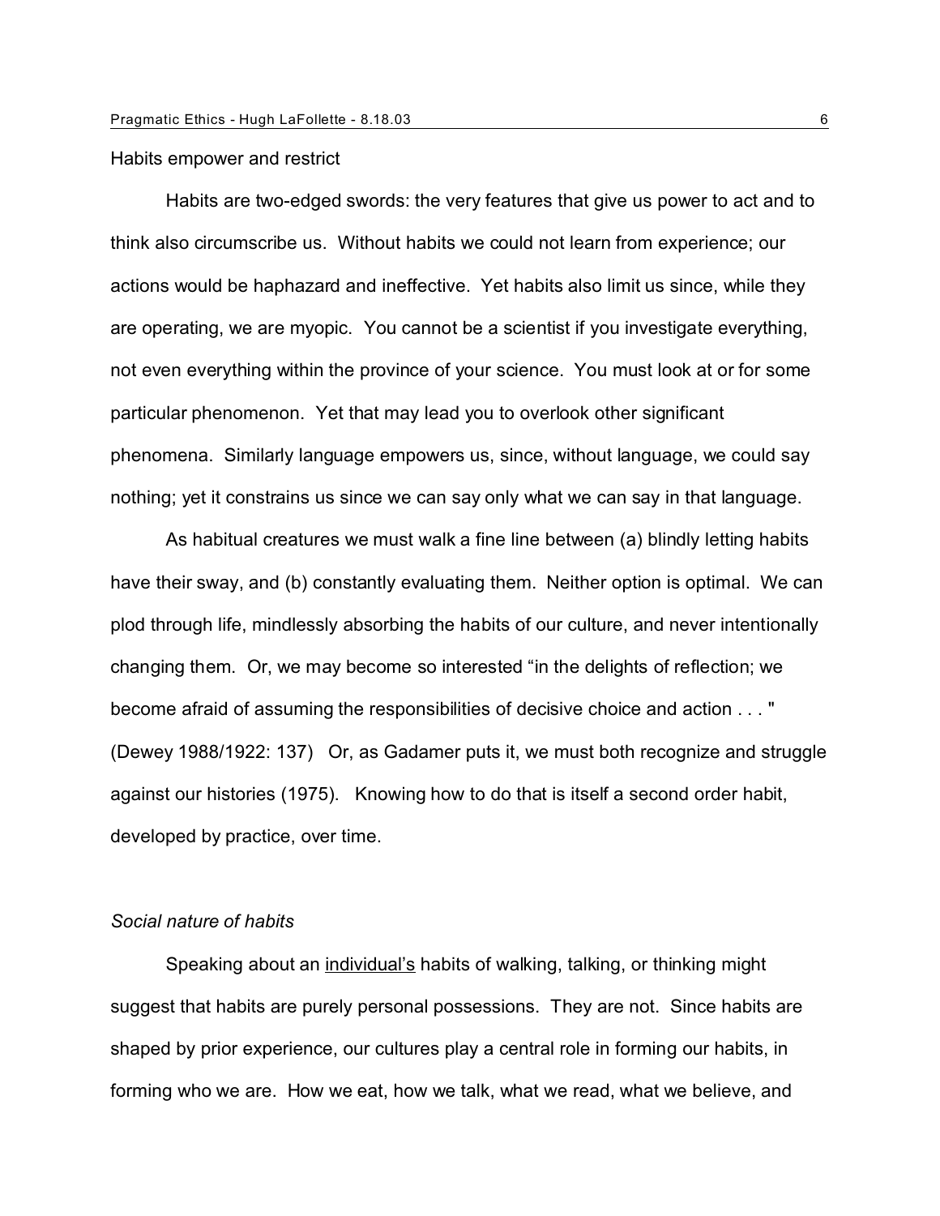Habits empower and restrict

Habits are two-edged swords: the very features that give us power to act and to think also circumscribe us. Without habits we could not learn from experience; our actions would be haphazard and ineffective. Yet habits also limit us since, while they are operating, we are myopic. You cannot be a scientist if you investigate everything, not even everything within the province of your science. You must look at or for some particular phenomenon. Yet that may lead you to overlook other significant phenomena. Similarly language empowers us, since, without language, we could say nothing; yet it constrains us since we can say only what we can say in that language.

As habitual creatures we must walk a fine line between (a) blindly letting habits have their sway, and (b) constantly evaluating them. Neither option is optimal. We can plod through life, mindlessly absorbing the habits of our culture, and never intentionally changing them. Or, we may become so interested "in the delights of reflection; we become afraid of assuming the responsibilities of decisive choice and action . . . " (Dewey 1988/1922: 137) Or, as Gadamer puts it, we must both recognize and struggle against our histories (1975). Knowing how to do that is itself a second order habit, developed by practice, over time.

*Social nature of habits*

Speaking about an <u>individual's</u> habits of walking, talking, or thinking might suggest that habits are purely personal possessions. They are not. Since habits are shaped by prior experience, our cultures play a central role in forming our habits, in forming who we are. How we eat, how we talk, what we read, what we believe, and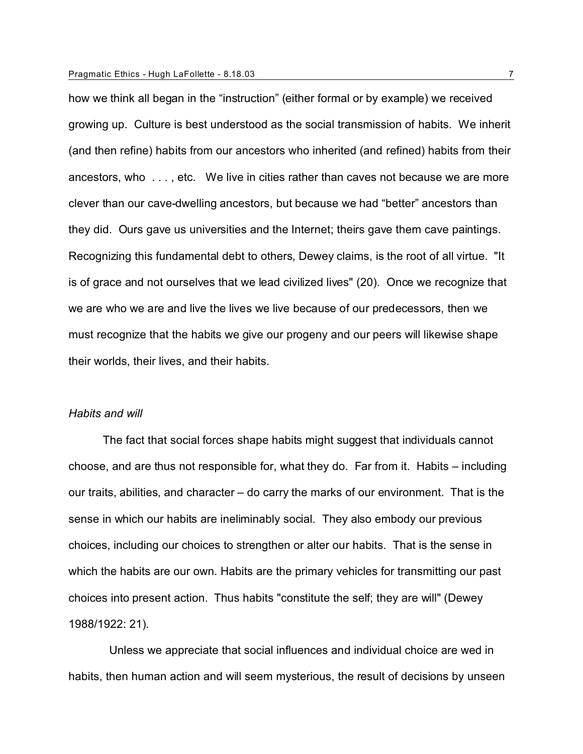how we think all began in the “instruction” (either formal or by example) we received growing up. Culture is best understood as the social transmission of habits. We inherit (and then refine) habits from our ancestors who inherited (and refined) habits from their ancestors, who . . . , etc. We live in cities rather than caves not because we are more clever than our cave-dwelling ancestors, but because we had “better” ancestors than they did. Ours gave us universities and the Internet; theirs gave them cave paintings. Recognizing this fundamental debt to others, Dewey claims, is the root of all virtue. "It is of grace and not ourselves that we lead civilized lives" (20). Once we recognize that we are who we are and live the lives we live because of our predecessors, then we must recognize that the habits we give our progeny and our peers will likewise shape their worlds, their lives, and their habits.

*Habits and will*

The fact that social forces shape habits might suggest that individuals cannot choose, and are thus not responsible for, what they do. Far from it. Habits – including our traits, abilities, and character – do carry the marks of our environment. That is the sense in which our habits are ineliminably social. They also embody our previous choices, including our choices to strengthen or alter our habits. That is the sense in which the habits are our own. Habits are the primary vehicles for transmitting our past choices into present action. Thus habits "constitute the self; they are will" (Dewey 1988/1922: 21).

Unless we appreciate that social influences and individual choice are wed in habits, then human action and will seem mysterious, the result of decisions by unseen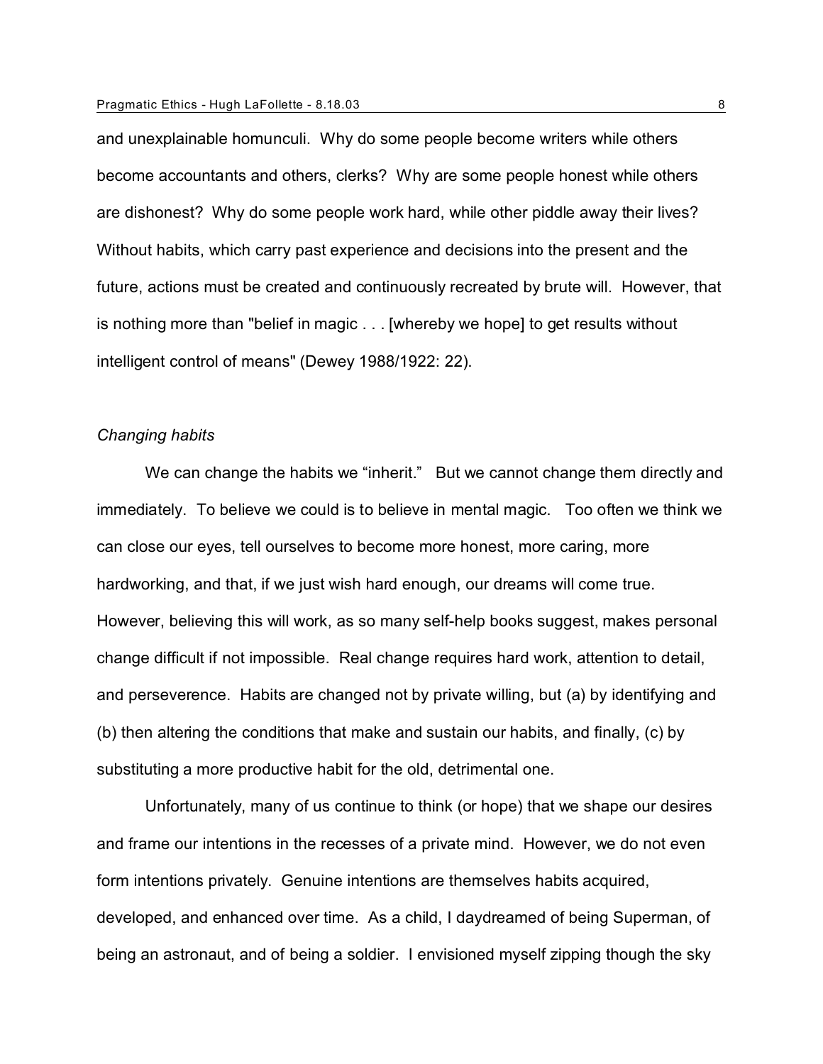and unexplainable homunculi. Why do some people become writers while others become accountants and others, clerks? Why are some people honest while others are dishonest? Why do some people work hard, while other piddle away their lives? Without habits, which carry past experience and decisions into the present and the future, actions must be created and continuously recreated by brute will. However, that is nothing more than "belief in magic . . . [whereby we hope] to get results without intelligent control of means" (Dewey 1988/1922: 22).

*Changing habits*

We can change the habits we "inherit." But we cannot change them directly and immediately. To believe we could is to believe in mental magic. Too often we think we can close our eyes, tell ourselves to become more honest, more caring, more hardworking, and that, if we just wish hard enough, our dreams will come true. However, believing this will work, as so many self-help books suggest, makes personal change difficult if not impossible. Real change requires hard work, attention to detail, and perseverence. Habits are changed not by private willing, but (a) by identifying and (b) then altering the conditions that make and sustain our habits, and finally, (c) by substituting a more productive habit for the old, detrimental one.

Unfortunately, many of us continue to think (or hope) that we shape our desires and frame our intentions in the recesses of a private mind. However, we do not even form intentions privately. Genuine intentions are themselves habits acquired, developed, and enhanced over time. As a child, I daydreamed of being Superman, of being an astronaut, and of being a soldier. I envisioned myself zipping though the sky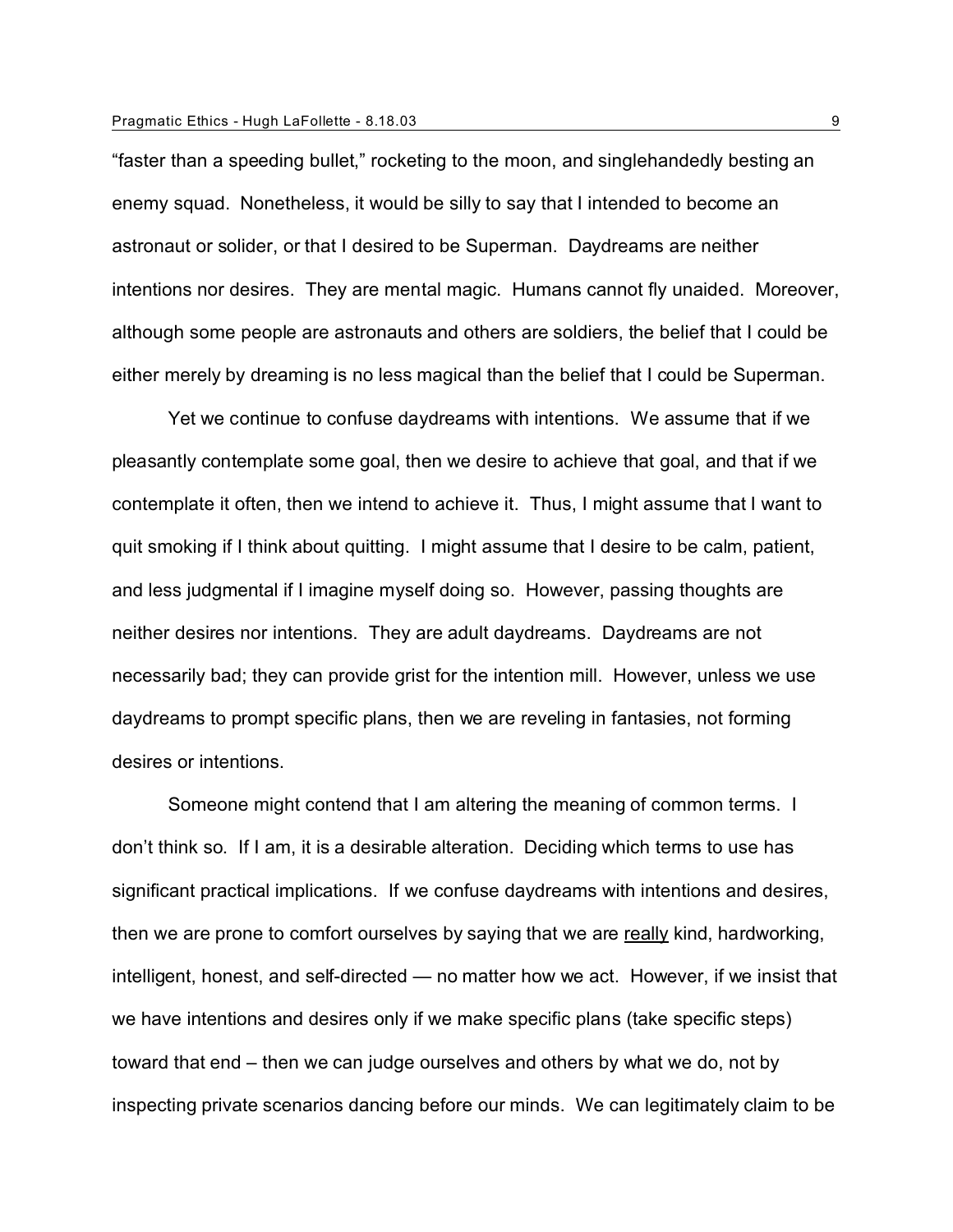"faster than a speeding bullet," rocketing to the moon, and singlehandedly besting an enemy squad. Nonetheless, it would be silly to say that I intended to become an astronaut or solider, or that I desired to be Superman. Daydreams are neither intentions nor desires. They are mental magic. Humans cannot fly unaided. Moreover, although some people are astronauts and others are soldiers, the belief that I could be either merely by dreaming is no less magical than the belief that I could be Superman.

Yet we continue to confuse daydreams with intentions. We assume that if we pleasantly contemplate some goal, then we desire to achieve that goal, and that if we contemplate it often, then we intend to achieve it. Thus, I might assume that I want to quit smoking if I think about quitting. I might assume that I desire to be calm, patient, and less judgmental if I imagine myself doing so. However, passing thoughts are neither desires nor intentions. They are adult daydreams. Daydreams are not necessarily bad; they can provide grist for the intention mill. However, unless we use daydreams to prompt specific plans, then we are reveling in fantasies, not forming desires or intentions.

Someone might contend that I am altering the meaning of common terms. I don't think so. If I am, it is a desirable alteration. Deciding which terms to use has significant practical implications. If we confuse daydreams with intentions and desires, then we are prone to comfort ourselves by saying that we are <u>really</u> kind, hardworking, intelligent, honest, and self-directed — no matter how we act. However, if we insist that we have intentions and desires only if we make specific plans (take specific steps) toward that end – then we can judge ourselves and others by what we do, not by inspecting private scenarios dancing before our minds. We can legitimately claim to be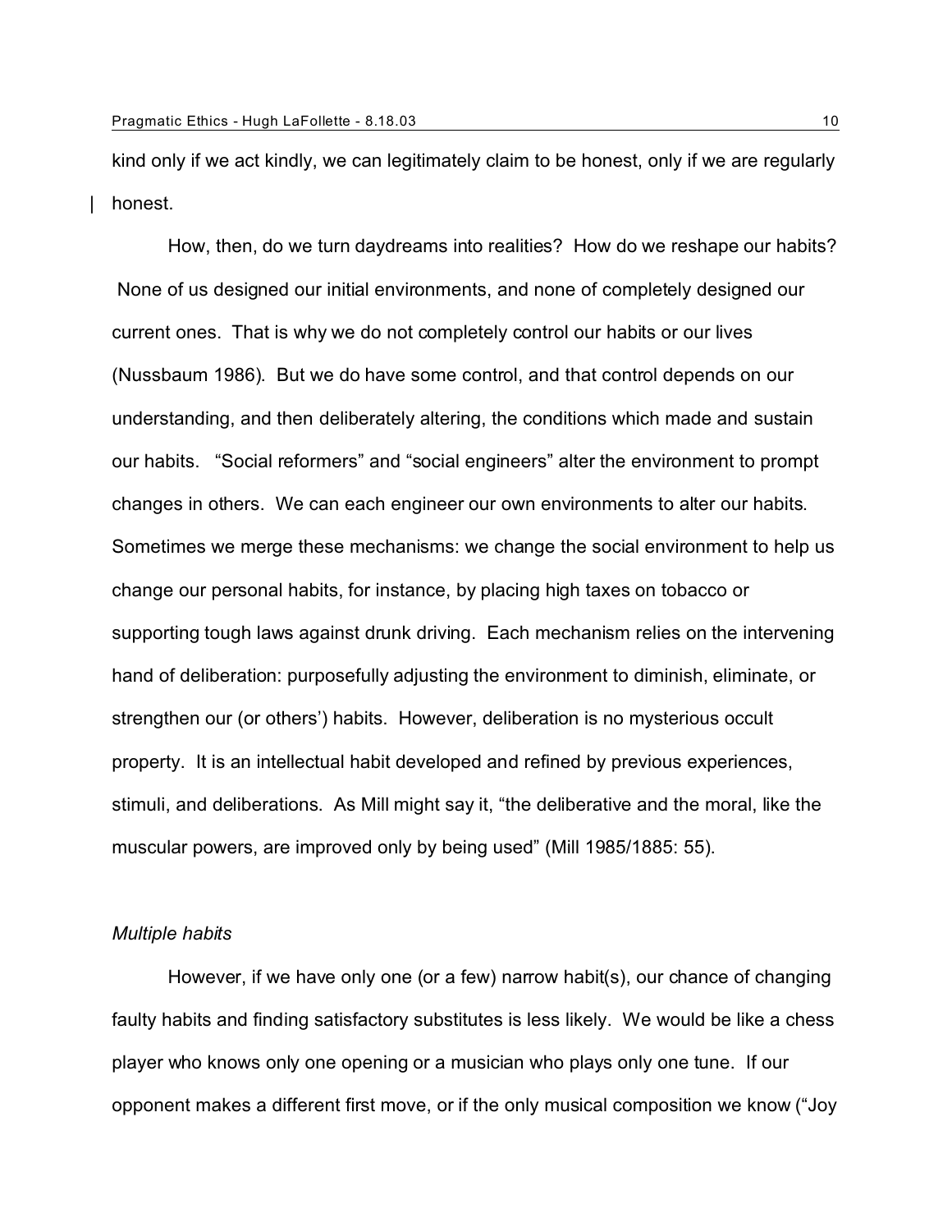kind only if we act kindly, we can legitimately claim to be honest, only if we are regularly honest.

How, then, do we turn daydreams into realities? How do we reshape our habits? None of us designed our initial environments, and none of completely designed our current ones. That is why we do not completely control our habits or our lives (Nussbaum 1986). But we do have some control, and that control depends on our understanding, and then deliberately altering, the conditions which made and sustain our habits. "Social reformers" and "social engineers" alter the environment to prompt changes in others. We can each engineer our own environments to alter our habits. Sometimes we merge these mechanisms: we change the social environment to help us change our personal habits, for instance, by placing high taxes on tobacco or supporting tough laws against drunk driving. Each mechanism relies on the intervening hand of deliberation: purposefully adjusting the environment to diminish, eliminate, or strengthen our (or others') habits. However, deliberation is no mysterious occult property. It is an intellectual habit developed and refined by previous experiences, stimuli, and deliberations. As Mill might say it, "the deliberative and the moral, like the muscular powers, are improved only by being used" (Mill 1985/1885: 55).

*Multiple habits*

However, if we have only one (or a few) narrow habit(s), our chance of changing faulty habits and finding satisfactory substitutes is less likely. We would be like a chess player who knows only one opening or a musician who plays only one tune. If our opponent makes a different first move, or if the only musical composition we know ("Joy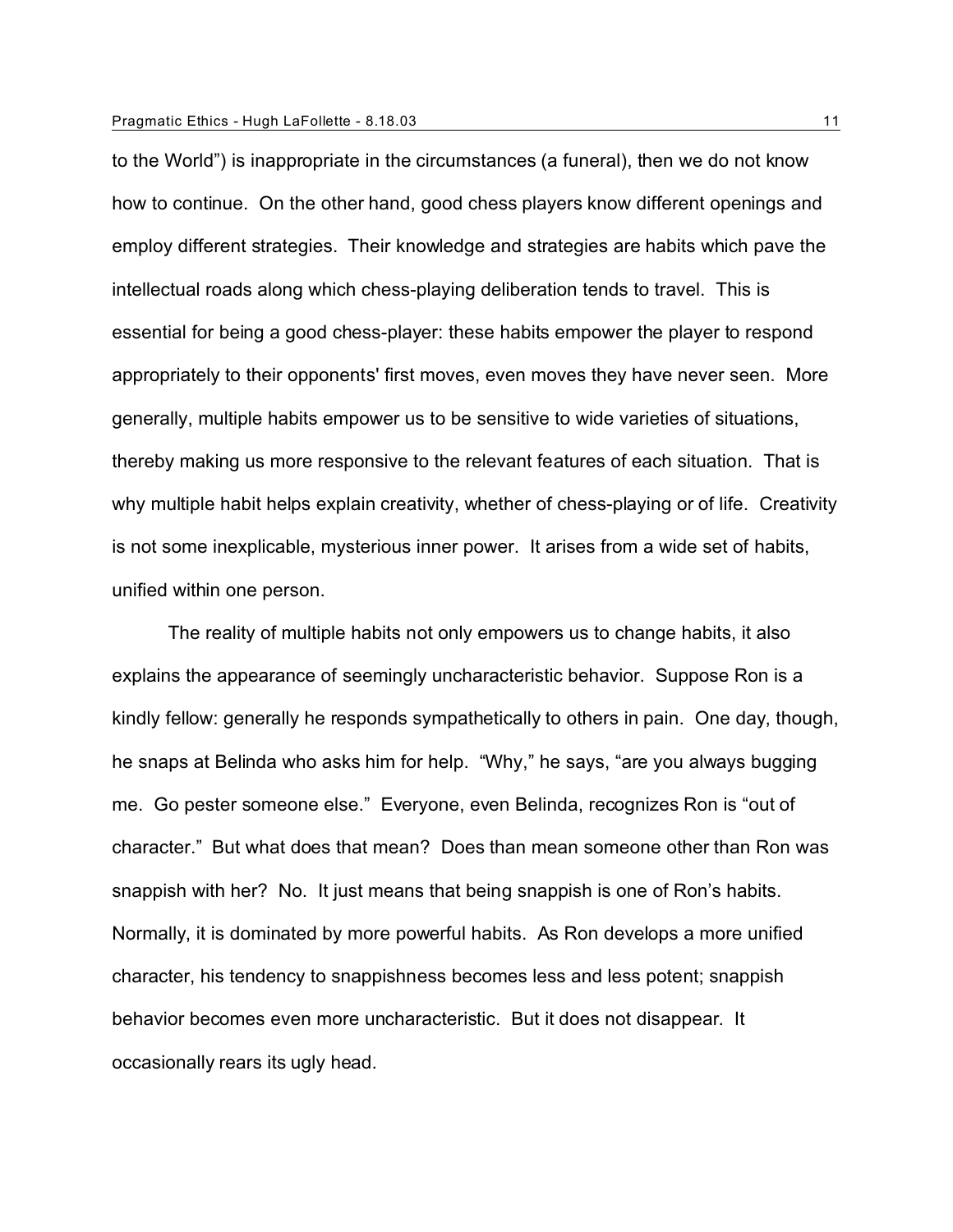to the World") is inappropriate in the circumstances (a funeral), then we do not know how to continue. On the other hand, good chess players know different openings and employ different strategies. Their knowledge and strategies are habits which pave the intellectual roads along which chess-playing deliberation tends to travel. This is essential for being a good chess-player: these habits empower the player to respond appropriately to their opponents' first moves, even moves they have never seen. More generally, multiple habits empower us to be sensitive to wide varieties of situations, thereby making us more responsive to the relevant features of each situation. That is why multiple habit helps explain creativity, whether of chess-playing or of life. Creativity is not some inexplicable, mysterious inner power. It arises from a wide set of habits, unified within one person.

The reality of multiple habits not only empowers us to change habits, it also explains the appearance of seemingly uncharacteristic behavior. Suppose Ron is a kindly fellow: generally he responds sympathetically to others in pain. One day, though, he snaps at Belinda who asks him for help. "Why," he says, "are you always bugging me. Go pester someone else." Everyone, even Belinda, recognizes Ron is "out of character." But what does that mean? Does than mean someone other than Ron was snappish with her? No. It just means that being snappish is one of Ron's habits. Normally, it is dominated by more powerful habits. As Ron develops a more unified character, his tendency to snappishness becomes less and less potent; snappish behavior becomes even more uncharacteristic. But it does not disappear. It occasionally rears its ugly head.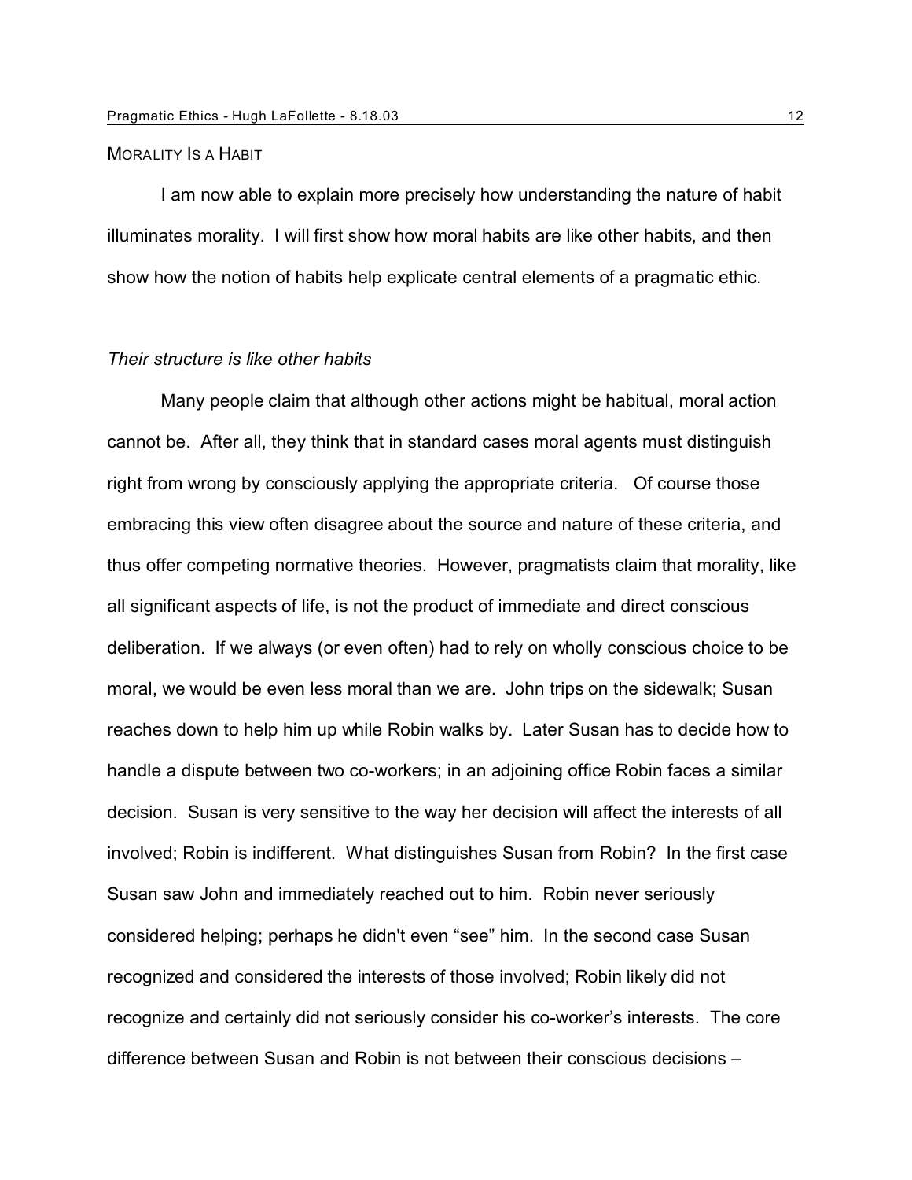## MORALITY IS A HABIT

I am now able to explain more precisely how understanding the nature of habit illuminates morality. I will first show how moral habits are like other habits, and then show how the notion of habits help explicate central elements of a pragmatic ethic.

### *Their structure is like other habits*

Many people claim that although other actions might be habitual, moral action cannot be. After all, they think that in standard cases moral agents must distinguish right from wrong by consciously applying the appropriate criteria. Of course those embracing this view often disagree about the source and nature of these criteria, and thus offer competing normative theories. However, pragmatists claim that morality, like all significant aspects of life, is not the product of immediate and direct conscious deliberation. If we always (or even often) had to rely on wholly conscious choice to be moral, we would be even less moral than we are. John trips on the sidewalk; Susan reaches down to help him up while Robin walks by. Later Susan has to decide how to handle a dispute between two co-workers; in an adjoining office Robin faces a similar decision. Susan is very sensitive to the way her decision will affect the interests of all involved; Robin is indifferent. What distinguishes Susan from Robin? In the first case Susan saw John and immediately reached out to him. Robin never seriously considered helping; perhaps he didn't even "see" him. In the second case Susan recognized and considered the interests of those involved; Robin likely did not recognize and certainly did not seriously consider his co-worker's interests. The core difference between Susan and Robin is not between their conscious decisions –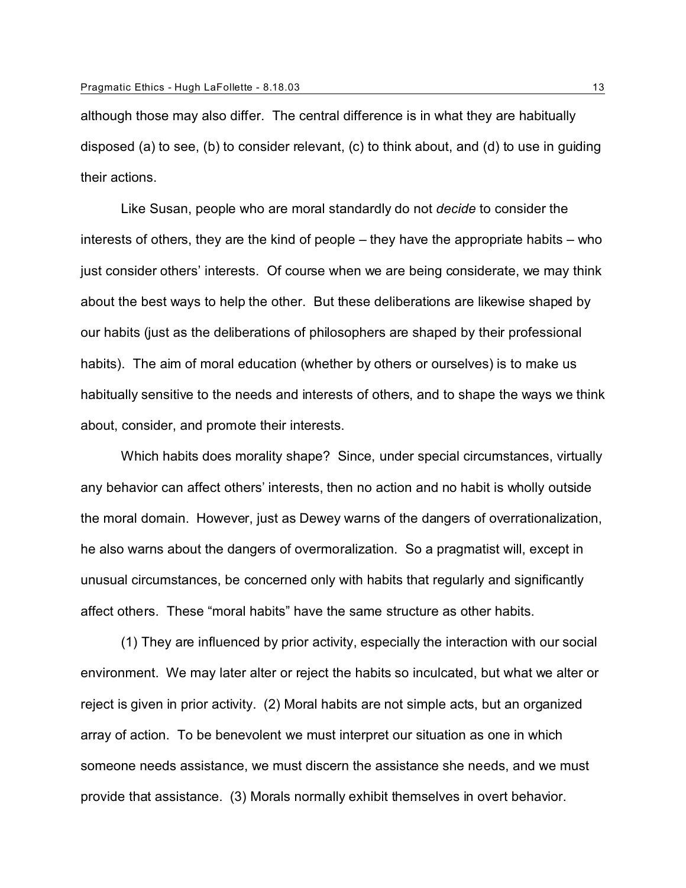although those may also differ. The central difference is in what they are habitually disposed (a) to see, (b) to consider relevant, (c) to think about, and (d) to use in guiding their actions.

Like Susan, people who are moral standardly do not *decide* to consider the interests of others, they are the kind of people – they have the appropriate habits – who just consider others' interests. Of course when we are being considerate, we may think about the best ways to help the other. But these deliberations are likewise shaped by our habits (just as the deliberations of philosophers are shaped by their professional habits). The aim of moral education (whether by others or ourselves) is to make us habitually sensitive to the needs and interests of others, and to shape the ways we think about, consider, and promote their interests.

Which habits does morality shape? Since, under special circumstances, virtually any behavior can affect others' interests, then no action and no habit is wholly outside the moral domain. However, just as Dewey warns of the dangers of overrationalization, he also warns about the dangers of overmoralization. So a pragmatist will, except in unusual circumstances, be concerned only with habits that regularly and significantly affect others. These "moral habits" have the same structure as other habits.

(1) They are influenced by prior activity, especially the interaction with our social environment. We may later alter or reject the habits so inculcated, but what we alter or reject is given in prior activity. (2) Moral habits are not simple acts, but an organized array of action. To be benevolent we must interpret our situation as one in which someone needs assistance, we must discern the assistance she needs, and we must provide that assistance. (3) Morals normally exhibit themselves in overt behavior.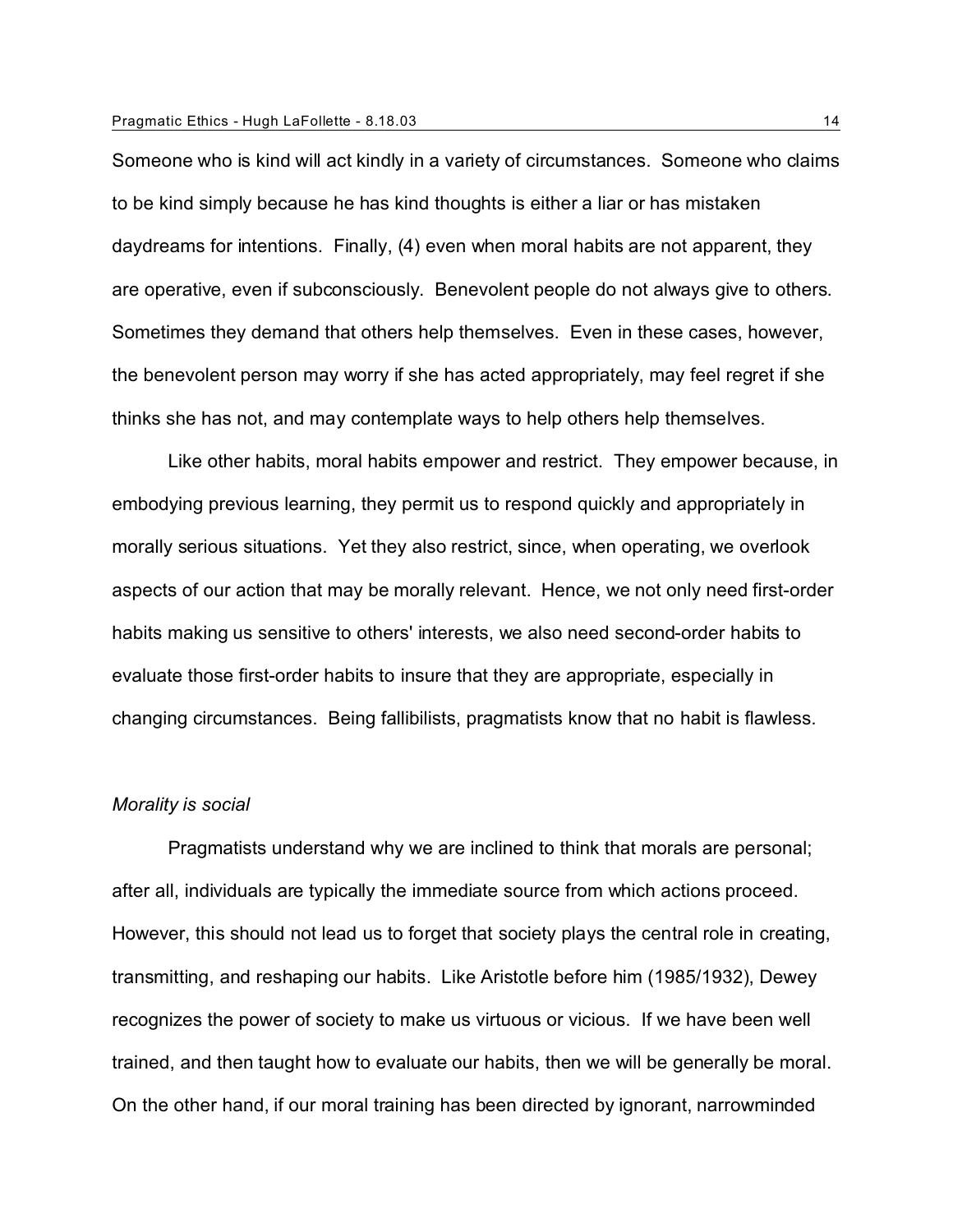Someone who is kind will act kindly in a variety of circumstances. Someone who claims to be kind simply because he has kind thoughts is either a liar or has mistaken daydreams for intentions. Finally, (4) even when moral habits are not apparent, they are operative, even if subconsciously. Benevolent people do not always give to others. Sometimes they demand that others help themselves. Even in these cases, however, the benevolent person may worry if she has acted appropriately, may feel regret if she thinks she has not, and may contemplate ways to help others help themselves.

Like other habits, moral habits empower and restrict. They empower because, in embodying previous learning, they permit us to respond quickly and appropriately in morally serious situations. Yet they also restrict, since, when operating, we overlook aspects of our action that may be morally relevant. Hence, we not only need first-order habits making us sensitive to others' interests, we also need second-order habits to evaluate those first-order habits to insure that they are appropriate, especially in changing circumstances. Being fallibilists, pragmatists know that no habit is flawless.

*Morality is social*

Pragmatists understand why we are inclined to think that morals are personal; after all, individuals are typically the immediate source from which actions proceed. However, this should not lead us to forget that society plays the central role in creating, transmitting, and reshaping our habits. Like Aristotle before him (1985/1932), Dewey recognizes the power of society to make us virtuous or vicious. If we have been well trained, and then taught how to evaluate our habits, then we will be generally be moral. On the other hand, if our moral training has been directed by ignorant, narrowminded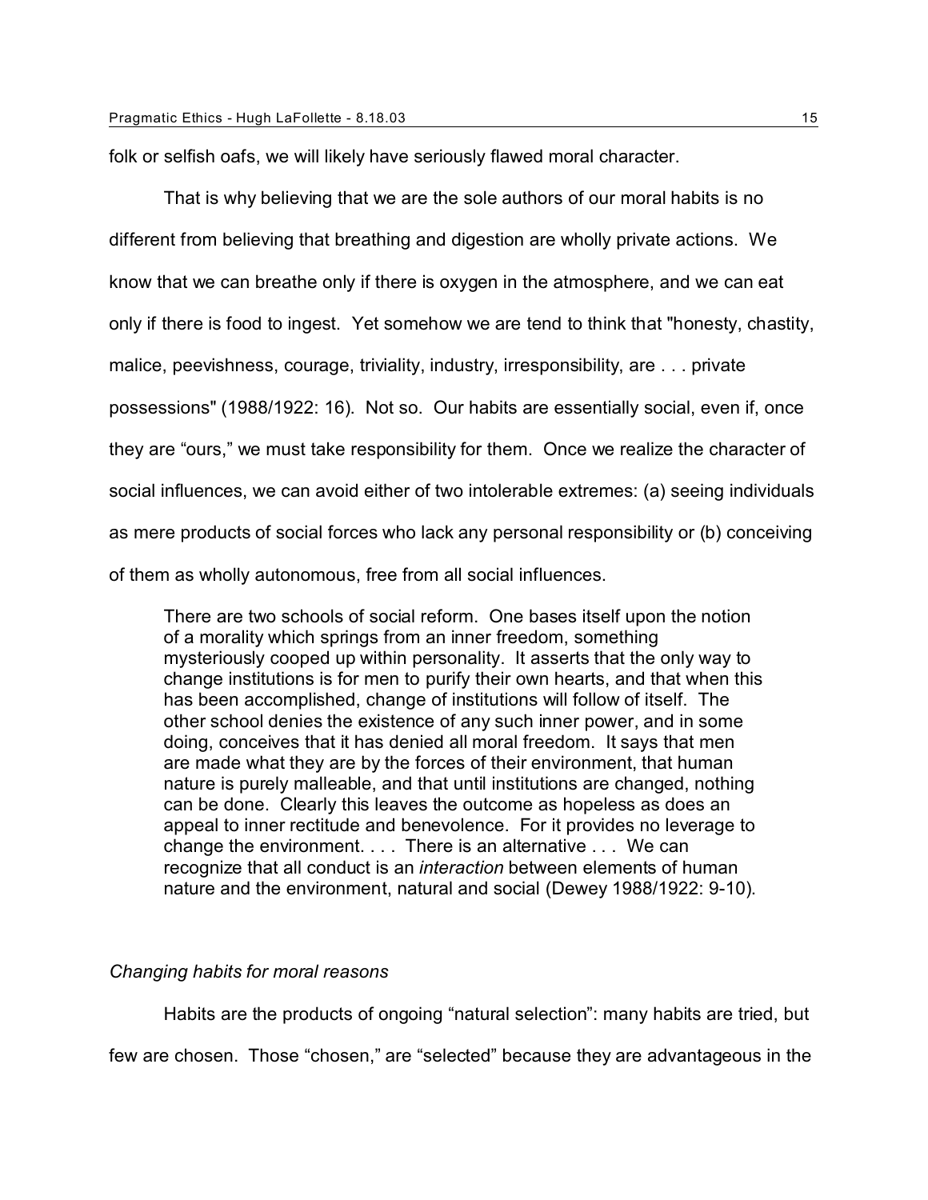folk or selfish oafs, we will likely have seriously flawed moral character.

That is why believing that we are the sole authors of our moral habits is no different from believing that breathing and digestion are wholly private actions. We know that we can breathe only if there is oxygen in the atmosphere, and we can eat only if there is food to ingest. Yet somehow we are tend to think that "honesty, chastity, malice, peevishness, courage, triviality, industry, irresponsibility, are . . . private possessions" (1988/1922: 16). Not so. Our habits are essentially social, even if, once they are "ours," we must take responsibility for them. Once we realize the character of social influences, we can avoid either of two intolerable extremes: (a) seeing individuals as mere products of social forces who lack any personal responsibility or (b) conceiving of them as wholly autonomous, free from all social influences.

> There are two schools of social reform. One bases itself upon the notion of a morality which springs from an inner freedom, something mysteriously cooped up within personality. It asserts that the only way to change institutions is for men to purify their own hearts, and that when this has been accomplished, change of institutions will follow of itself. The other school denies the existence of any such inner power, and in some doing, conceives that it has denied all moral freedom. It says that men are made what they are by the forces of their environment, that human nature is purely malleable, and that until institutions are changed, nothing can be done. Clearly this leaves the outcome as hopeless as does an appeal to inner rectitude and benevolence. For it provides no leverage to change the environment. . . . There is an alternative . . . We can recognize that all conduct is an *interaction* between elements of human nature and the environment, natural and social (Dewey 1988/1922: 9-10).

### *Changing habits for moral reasons*

Habits are the products of ongoing "natural selection": many habits are tried, but few are chosen. Those "chosen," are "selected" because they are advantageous in the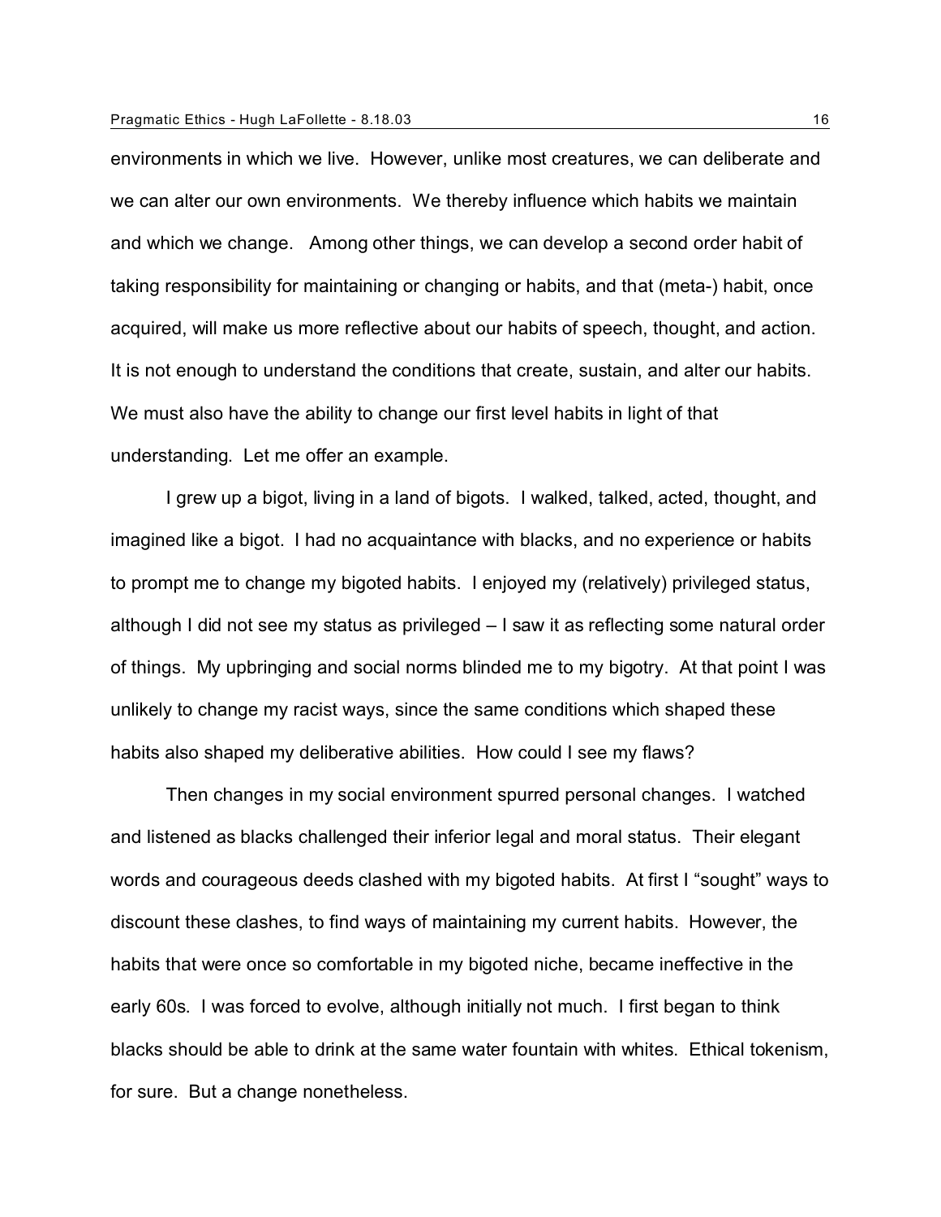environments in which we live. However, unlike most creatures, we can deliberate and we can alter our own environments. We thereby influence which habits we maintain and which we change. Among other things, we can develop a second order habit of taking responsibility for maintaining or changing or habits, and that (meta-) habit, once acquired, will make us more reflective about our habits of speech, thought, and action. It is not enough to understand the conditions that create, sustain, and alter our habits. We must also have the ability to change our first level habits in light of that understanding. Let me offer an example.

I grew up a bigot, living in a land of bigots. I walked, talked, acted, thought, and imagined like a bigot. I had no acquaintance with blacks, and no experience or habits to prompt me to change my bigoted habits. I enjoyed my (relatively) privileged status, although I did not see my status as privileged – I saw it as reflecting some natural order of things. My upbringing and social norms blinded me to my bigotry. At that point I was unlikely to change my racist ways, since the same conditions which shaped these habits also shaped my deliberative abilities. How could I see my flaws?

Then changes in my social environment spurred personal changes. I watched and listened as blacks challenged their inferior legal and moral status. Their elegant words and courageous deeds clashed with my bigoted habits. At first I "sought" ways to discount these clashes, to find ways of maintaining my current habits. However, the habits that were once so comfortable in my bigoted niche, became ineffective in the early 60s. I was forced to evolve, although initially not much. I first began to think blacks should be able to drink at the same water fountain with whites. Ethical tokenism, for sure. But a change nonetheless.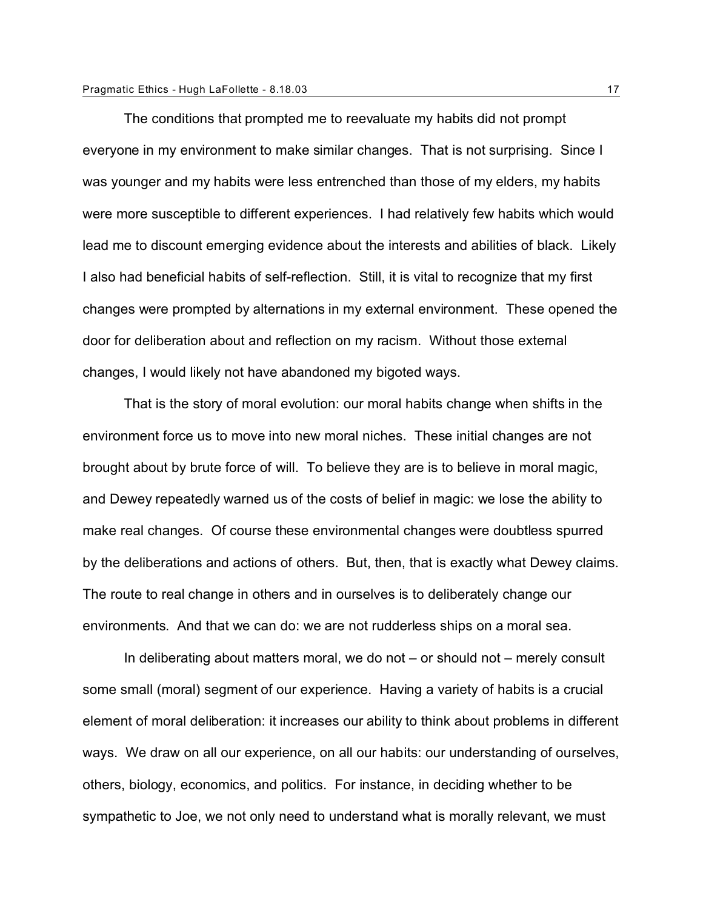The conditions that prompted me to reevaluate my habits did not prompt everyone in my environment to make similar changes. That is not surprising. Since I was younger and my habits were less entrenched than those of my elders, my habits were more susceptible to different experiences. I had relatively few habits which would lead me to discount emerging evidence about the interests and abilities of black. Likely I also had beneficial habits of self-reflection. Still, it is vital to recognize that my first changes were prompted by alternations in my external environment. These opened the door for deliberation about and reflection on my racism. Without those external changes, I would likely not have abandoned my bigoted ways.

That is the story of moral evolution: our moral habits change when shifts in the environment force us to move into new moral niches. These initial changes are not brought about by brute force of will. To believe they are is to believe in moral magic, and Dewey repeatedly warned us of the costs of belief in magic: we lose the ability to make real changes. Of course these environmental changes were doubtless spurred by the deliberations and actions of others. But, then, that is exactly what Dewey claims. The route to real change in others and in ourselves is to deliberately change our environments. And that we can do: we are not rudderless ships on a moral sea.

In deliberating about matters moral, we do not – or should not – merely consult some small (moral) segment of our experience. Having a variety of habits is a crucial element of moral deliberation: it increases our ability to think about problems in different ways. We draw on all our experience, on all our habits: our understanding of ourselves, others, biology, economics, and politics. For instance, in deciding whether to be sympathetic to Joe, we not only need to understand what is morally relevant, we must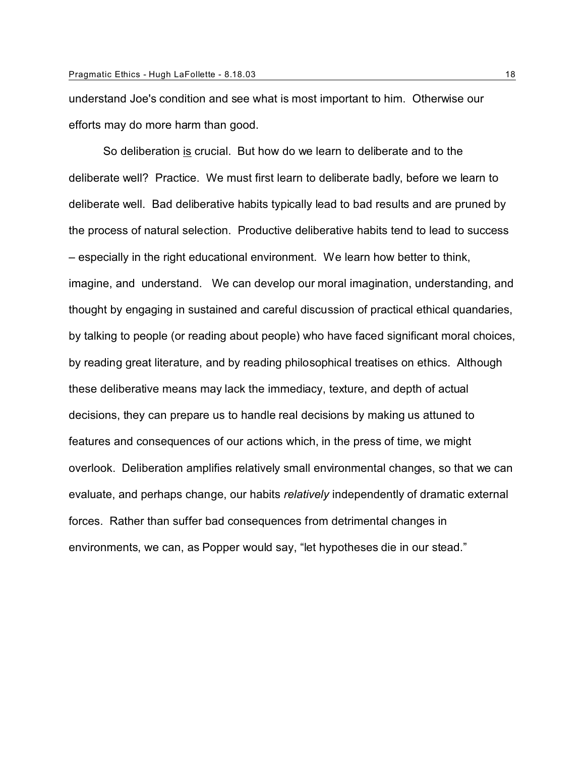understand Joe's condition and see what is most important to him. Otherwise our efforts may do more harm than good.

So deliberation <u>is</u> crucial. But how do we learn to deliberate and to the deliberate well? Practice. We must first learn to deliberate badly, before we learn to deliberate well. Bad deliberative habits typically lead to bad results and are pruned by the process of natural selection. Productive deliberative habits tend to lead to success – especially in the right educational environment. We learn how better to think, imagine, and understand. We can develop our moral imagination, understanding, and thought by engaging in sustained and careful discussion of practical ethical quandaries, by talking to people (or reading about people) who have faced significant moral choices, by reading great literature, and by reading philosophical treatises on ethics. Although these deliberative means may lack the immediacy, texture, and depth of actual decisions, they can prepare us to handle real decisions by making us attuned to features and consequences of our actions which, in the press of time, we might overlook. Deliberation amplifies relatively small environmental changes, so that we can evaluate, and perhaps change, our habits *relatively* independently of dramatic external forces. Rather than suffer bad consequences from detrimental changes in environments, we can, as Popper would say, "let hypotheses die in our stead."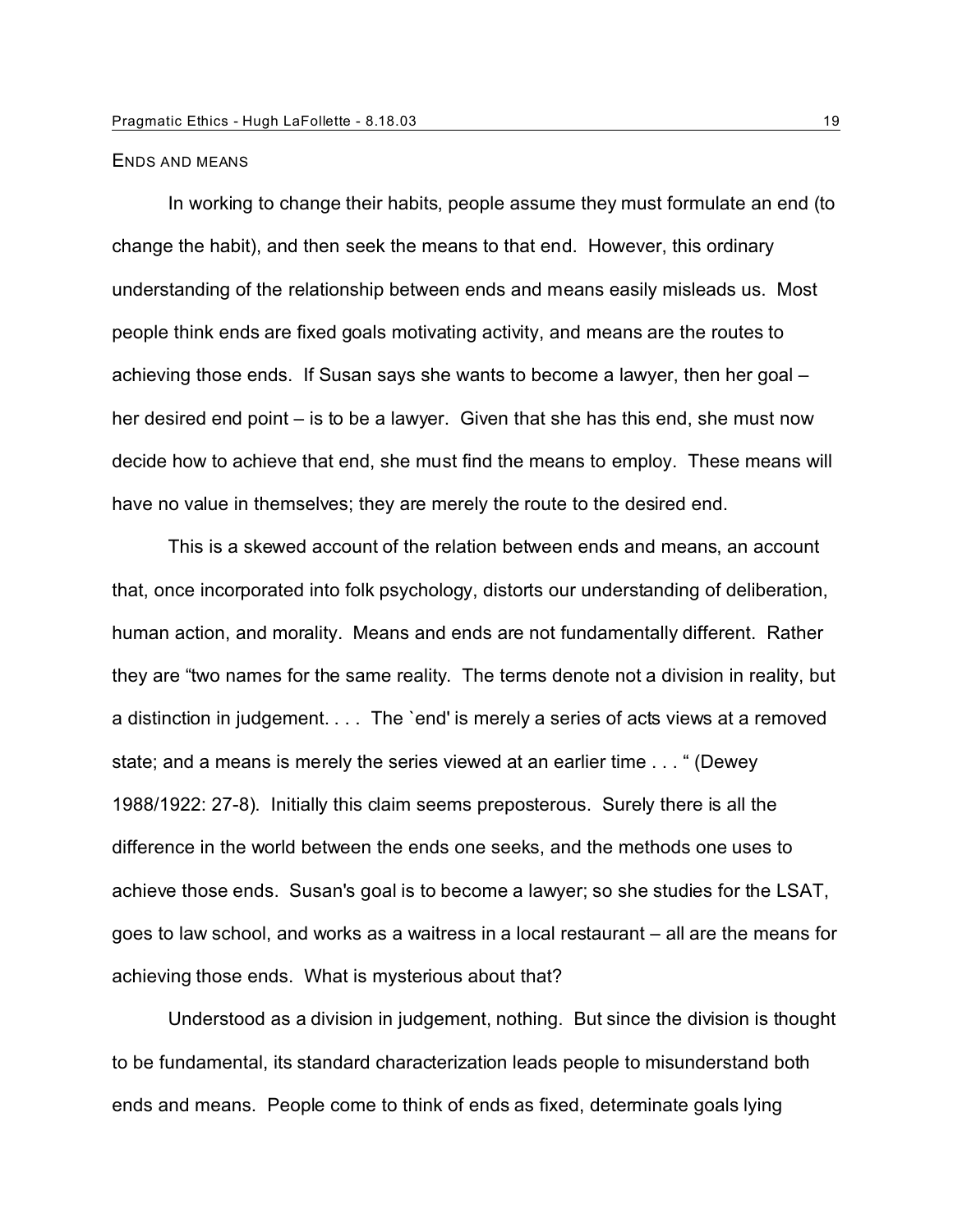## ENDS AND MEANS

In working to change their habits, people assume they must formulate an end (to change the habit), and then seek the means to that end. However, this ordinary understanding of the relationship between ends and means easily misleads us. Most people think ends are fixed goals motivating activity, and means are the routes to achieving those ends. If Susan says she wants to become a lawyer, then her goal – her desired end point – is to be a lawyer. Given that she has this end, she must now decide how to achieve that end, she must find the means to employ. These means will have no value in themselves; they are merely the route to the desired end.

This is a skewed account of the relation between ends and means, an account that, once incorporated into folk psychology, distorts our understanding of deliberation, human action, and morality. Means and ends are not fundamentally different. Rather they are "two names for the same reality. The terms denote not a division in reality, but a distinction in judgement. . . . The `end' is merely a series of acts views at a removed state; and a means is merely the series viewed at an earlier time . . . " (Dewey 1988/1922: 27-8). Initially this claim seems preposterous. Surely there is all the difference in the world between the ends one seeks, and the methods one uses to achieve those ends. Susan's goal is to become a lawyer; so she studies for the LSAT, goes to law school, and works as a waitress in a local restaurant – all are the means for achieving those ends. What is mysterious about that?

Understood as a division in judgement, nothing. But since the division is thought to be fundamental, its standard characterization leads people to misunderstand both ends and means. People come to think of ends as fixed, determinate goals lying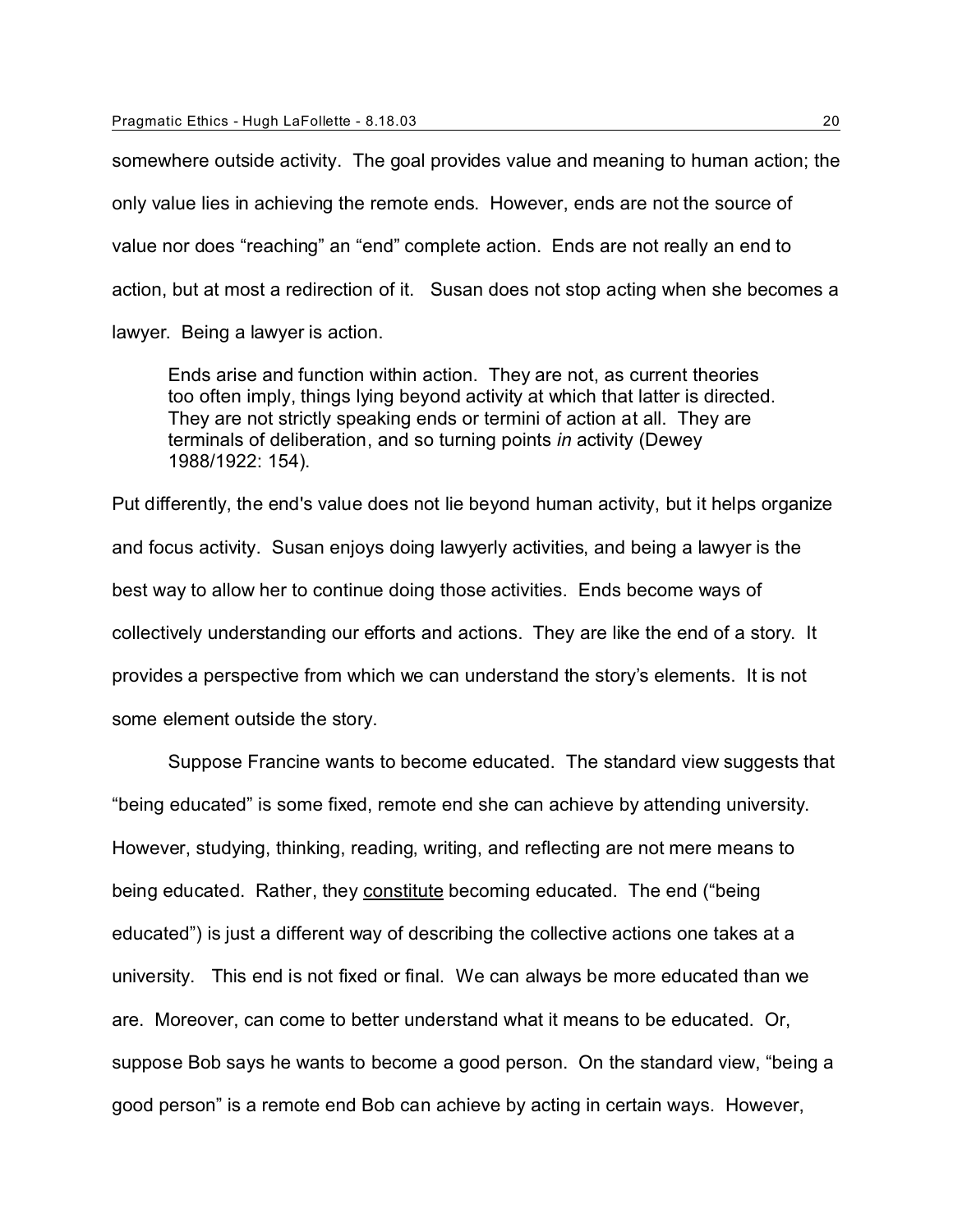somewhere outside activity. The goal provides value and meaning to human action; the only value lies in achieving the remote ends. However, ends are not the source of value nor does "reaching" an "end" complete action. Ends are not really an end to action, but at most a redirection of it. Susan does not stop acting when she becomes a lawyer. Being a lawyer is action.

> Ends arise and function within action. They are not, as current theories too often imply, things lying beyond activity at which that latter is directed. They are not strictly speaking ends or termini of action at all. They are terminals of deliberation, and so turning points *in* activity (Dewey 1988/1922: 154).

Put differently, the end's value does not lie beyond human activity, but it helps organize and focus activity. Susan enjoys doing lawyerly activities, and being a lawyer is the best way to allow her to continue doing those activities. Ends become ways of collectively understanding our efforts and actions. They are like the end of a story. It provides a perspective from which we can understand the story's elements. It is not some element outside the story.

Suppose Francine wants to become educated. The standard view suggests that "being educated" is some fixed, remote end she can achieve by attending university. However, studying, thinking, reading, writing, and reflecting are not mere means to being educated. Rather, they <u>constitute</u> becoming educated. The end ("being educated") is just a different way of describing the collective actions one takes at a university. This end is not fixed or final. We can always be more educated than we are. Moreover, can come to better understand what it means to be educated. Or, suppose Bob says he wants to become a good person. On the standard view, "being a good person" is a remote end Bob can achieve by acting in certain ways. However,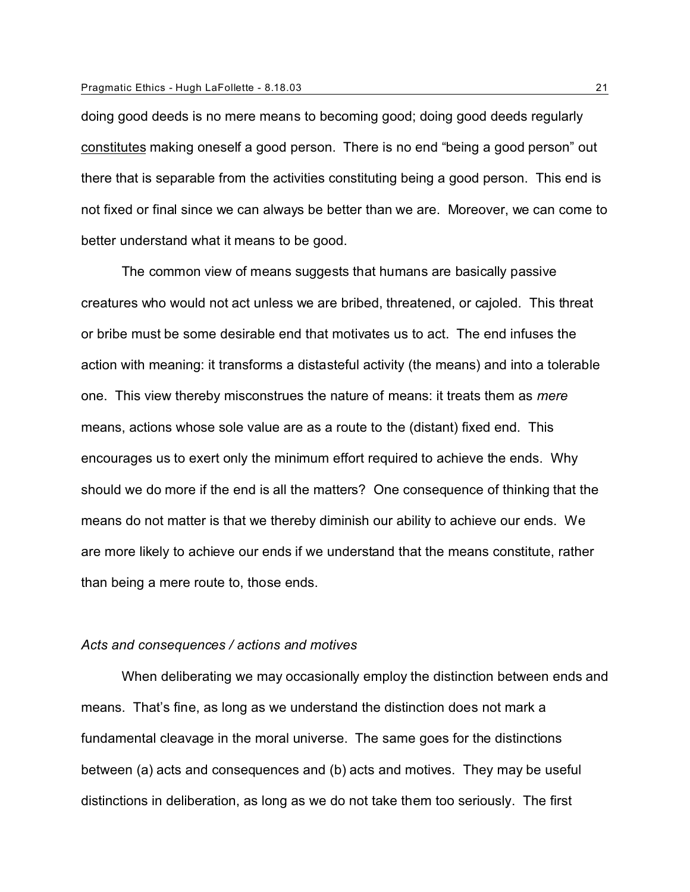doing good deeds is no mere means to becoming good; doing good deeds regularly <u>constitutes</u> making oneself a good person. There is no end "being a good person" out there that is separable from the activities constituting being a good person. This end is not fixed or final since we can always be better than we are. Moreover, we can come to better understand what it means to be good.

The common view of means suggests that humans are basically passive creatures who would not act unless we are bribed, threatened, or cajoled. This threat or bribe must be some desirable end that motivates us to act. The end infuses the action with meaning: it transforms a distasteful activity (the means) and into a tolerable one. This view thereby misconstrues the nature of means: it treats them as *mere* means, actions whose sole value are as a route to the (distant) fixed end. This encourages us to exert only the minimum effort required to achieve the ends. Why should we do more if the end is all the matters? One consequence of thinking that the means do not matter is that we thereby diminish our ability to achieve our ends. We are more likely to achieve our ends if we understand that the means constitute, rather than being a mere route to, those ends.

### *Acts and consequences / actions and motives*

When deliberating we may occasionally employ the distinction between ends and means. That's fine, as long as we understand the distinction does not mark a fundamental cleavage in the moral universe. The same goes for the distinctions between (a) acts and consequences and (b) acts and motives. They may be useful distinctions in deliberation, as long as we do not take them too seriously. The first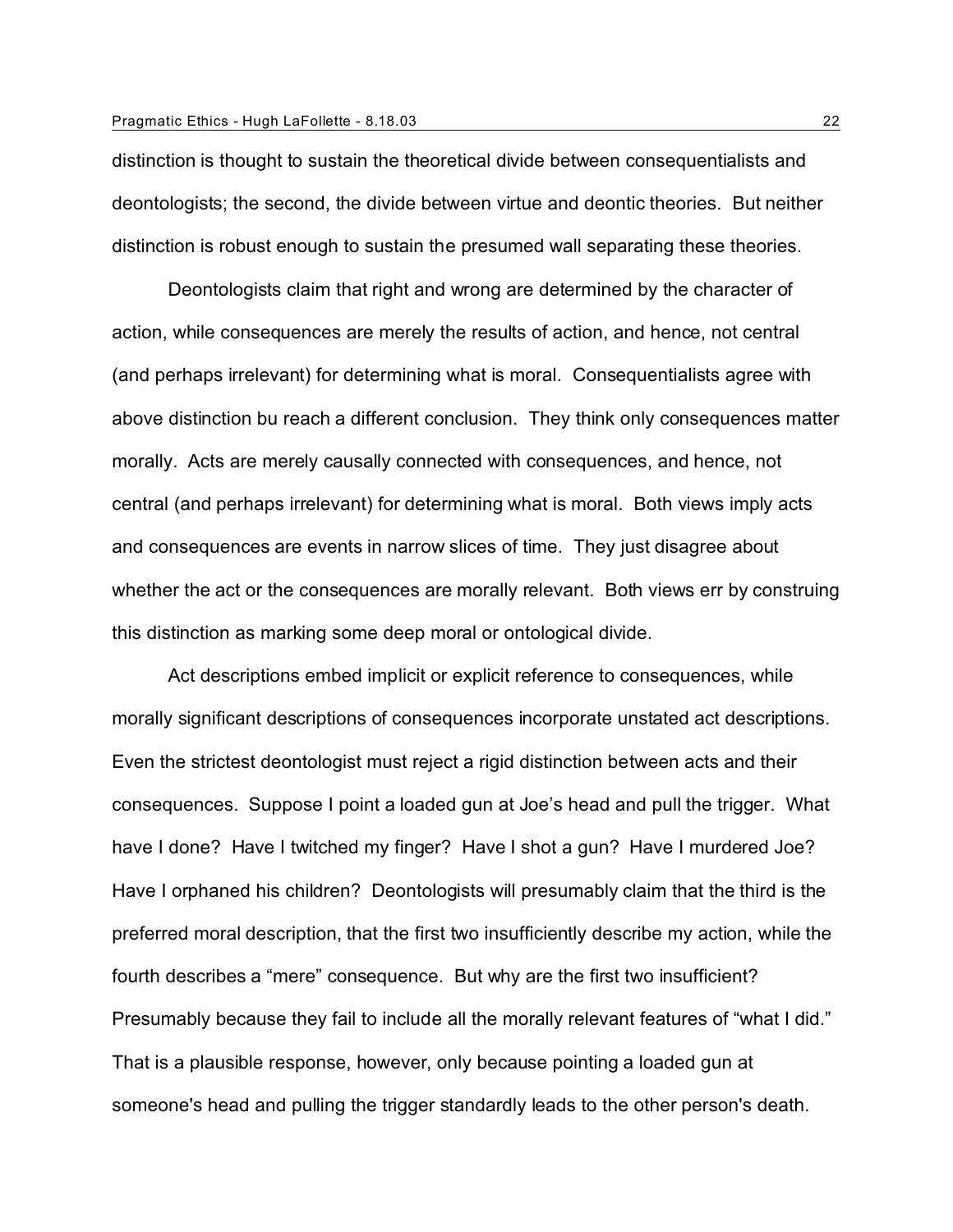distinction is thought to sustain the theoretical divide between consequentialists and deontologists; the second, the divide between virtue and deontic theories. But neither distinction is robust enough to sustain the presumed wall separating these theories.

Deontologists claim that right and wrong are determined by the character of action, while consequences are merely the results of action, and hence, not central (and perhaps irrelevant) for determining what is moral. Consequentialists agree with above distinction bu reach a different conclusion. They think only consequences matter morally. Acts are merely causally connected with consequences, and hence, not central (and perhaps irrelevant) for determining what is moral. Both views imply acts and consequences are events in narrow slices of time. They just disagree about whether the act or the consequences are morally relevant. Both views err by construing this distinction as marking some deep moral or ontological divide.

Act descriptions embed implicit or explicit reference to consequences, while morally significant descriptions of consequences incorporate unstated act descriptions. Even the strictest deontologist must reject a rigid distinction between acts and their consequences. Suppose I point a loaded gun at Joe's head and pull the trigger. What have I done? Have I twitched my finger? Have I shot a gun? Have I murdered Joe? Have I orphaned his children? Deontologists will presumably claim that the third is the preferred moral description, that the first two insufficiently describe my action, while the fourth describes a "mere" consequence. But why are the first two insufficient? Presumably because they fail to include all the morally relevant features of "what I did." That is a plausible response, however, only because pointing a loaded gun at someone's head and pulling the trigger standardly leads to the other person's death.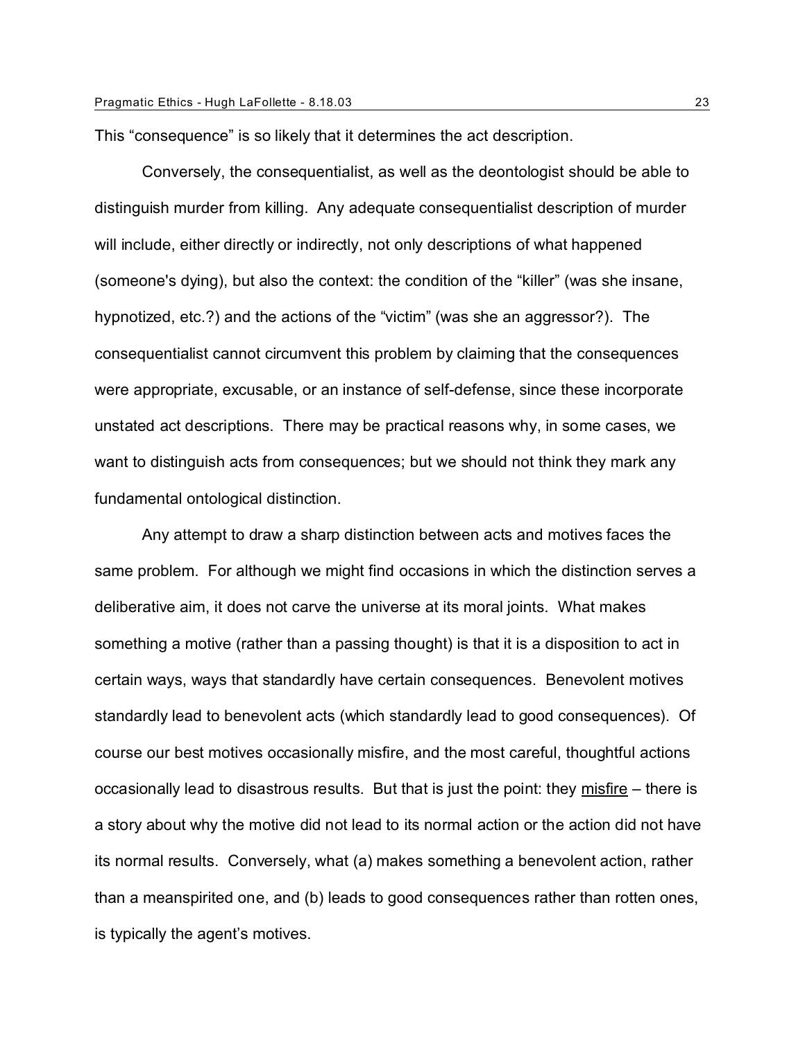This "consequence" is so likely that it determines the act description.

Conversely, the consequentialist, as well as the deontologist should be able to distinguish murder from killing. Any adequate consequentialist description of murder will include, either directly or indirectly, not only descriptions of what happened (someone's dying), but also the context: the condition of the "killer" (was she insane, hypnotized, etc.?) and the actions of the "victim" (was she an aggressor?). The consequentialist cannot circumvent this problem by claiming that the consequences were appropriate, excusable, or an instance of self-defense, since these incorporate unstated act descriptions. There may be practical reasons why, in some cases, we want to distinguish acts from consequences; but we should not think they mark any fundamental ontological distinction.

Any attempt to draw a sharp distinction between acts and motives faces the same problem. For although we might find occasions in which the distinction serves a deliberative aim, it does not carve the universe at its moral joints. What makes something a motive (rather than a passing thought) is that it is a disposition to act in certain ways, ways that standardly have certain consequences. Benevolent motives standardly lead to benevolent acts (which standardly lead to good consequences). Of course our best motives occasionally misfire, and the most careful, thoughtful actions occasionally lead to disastrous results. But that is just the point: they <u>misfire</u> – there is a story about why the motive did not lead to its normal action or the action did not have its normal results. Conversely, what (a) makes something a benevolent action, rather than a meanspirited one, and (b) leads to good consequences rather than rotten ones, is typically the agent's motives.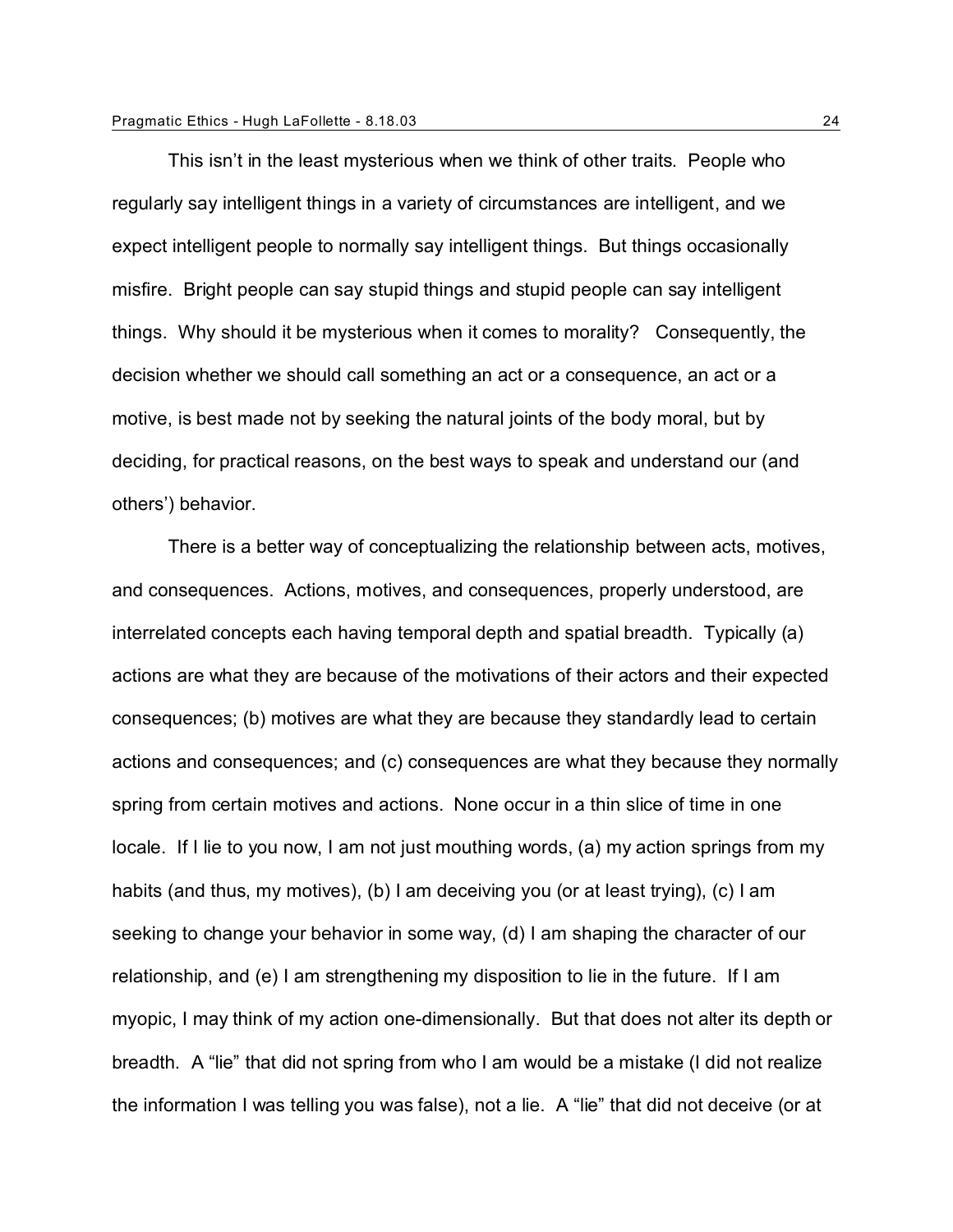This isn't in the least mysterious when we think of other traits. People who regularly say intelligent things in a variety of circumstances are intelligent, and we expect intelligent people to normally say intelligent things. But things occasionally misfire. Bright people can say stupid things and stupid people can say intelligent things. Why should it be mysterious when it comes to morality? Consequently, the decision whether we should call something an act or a consequence, an act or a motive, is best made not by seeking the natural joints of the body moral, but by deciding, for practical reasons, on the best ways to speak and understand our (and others') behavior.

There is a better way of conceptualizing the relationship between acts, motives, and consequences. Actions, motives, and consequences, properly understood, are interrelated concepts each having temporal depth and spatial breadth. Typically (a) actions are what they are because of the motivations of their actors and their expected consequences; (b) motives are what they are because they standardly lead to certain actions and consequences; and (c) consequences are what they because they normally spring from certain motives and actions. None occur in a thin slice of time in one locale. If I lie to you now, I am not just mouthing words, (a) my action springs from my habits (and thus, my motives), (b) I am deceiving you (or at least trying), (c) I am seeking to change your behavior in some way, (d) I am shaping the character of our relationship, and (e) I am strengthening my disposition to lie in the future. If I am myopic, I may think of my action one-dimensionally. But that does not alter its depth or breadth. A "lie" that did not spring from who I am would be a mistake (I did not realize the information I was telling you was false), not a lie. A "lie" that did not deceive (or at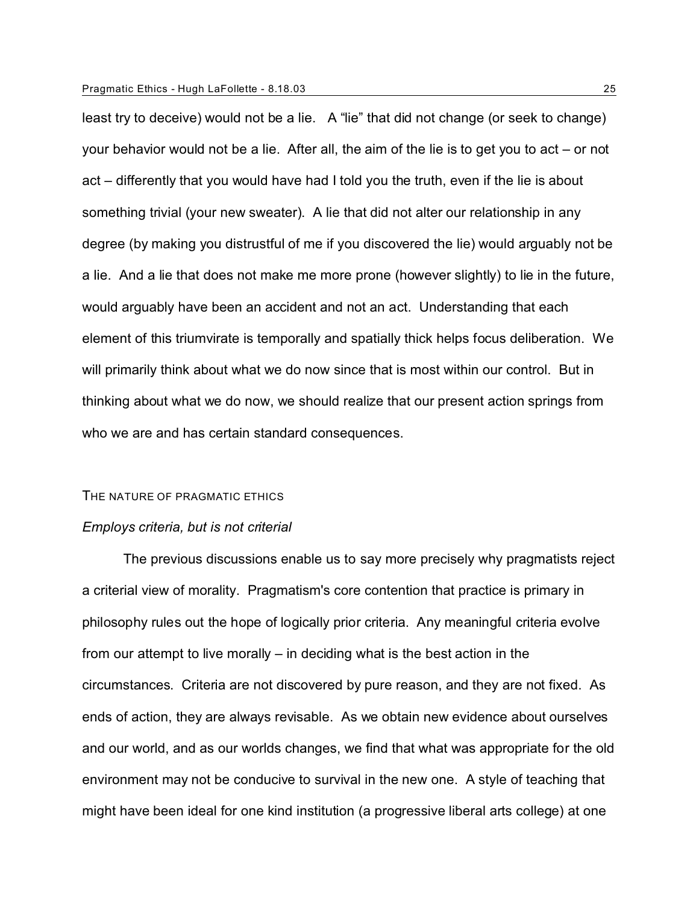least try to deceive) would not be a lie. A "lie" that did not change (or seek to change) your behavior would not be a lie. After all, the aim of the lie is to get you to act – or not act – differently that you would have had I told you the truth, even if the lie is about something trivial (your new sweater). A lie that did not alter our relationship in any degree (by making you distrustful of me if you discovered the lie) would arguably not be a lie. And a lie that does not make me more prone (however slightly) to lie in the future, would arguably have been an accident and not an act. Understanding that each element of this triumvirate is temporally and spatially thick helps focus deliberation. We will primarily think about what we do now since that is most within our control. But in thinking about what we do now, we should realize that our present action springs from who we are and has certain standard consequences.

## THE NATURE OF PRAGMATIC ETHICS

### *Employs criteria, but is not criterial*

The previous discussions enable us to say more precisely why pragmatists reject a criterial view of morality. Pragmatism's core contention that practice is primary in philosophy rules out the hope of logically prior criteria. Any meaningful criteria evolve from our attempt to live morally – in deciding what is the best action in the circumstances. Criteria are not discovered by pure reason, and they are not fixed. As ends of action, they are always revisable. As we obtain new evidence about ourselves and our world, and as our worlds changes, we find that what was appropriate for the old environment may not be conducive to survival in the new one. A style of teaching that might have been ideal for one kind institution (a progressive liberal arts college) at one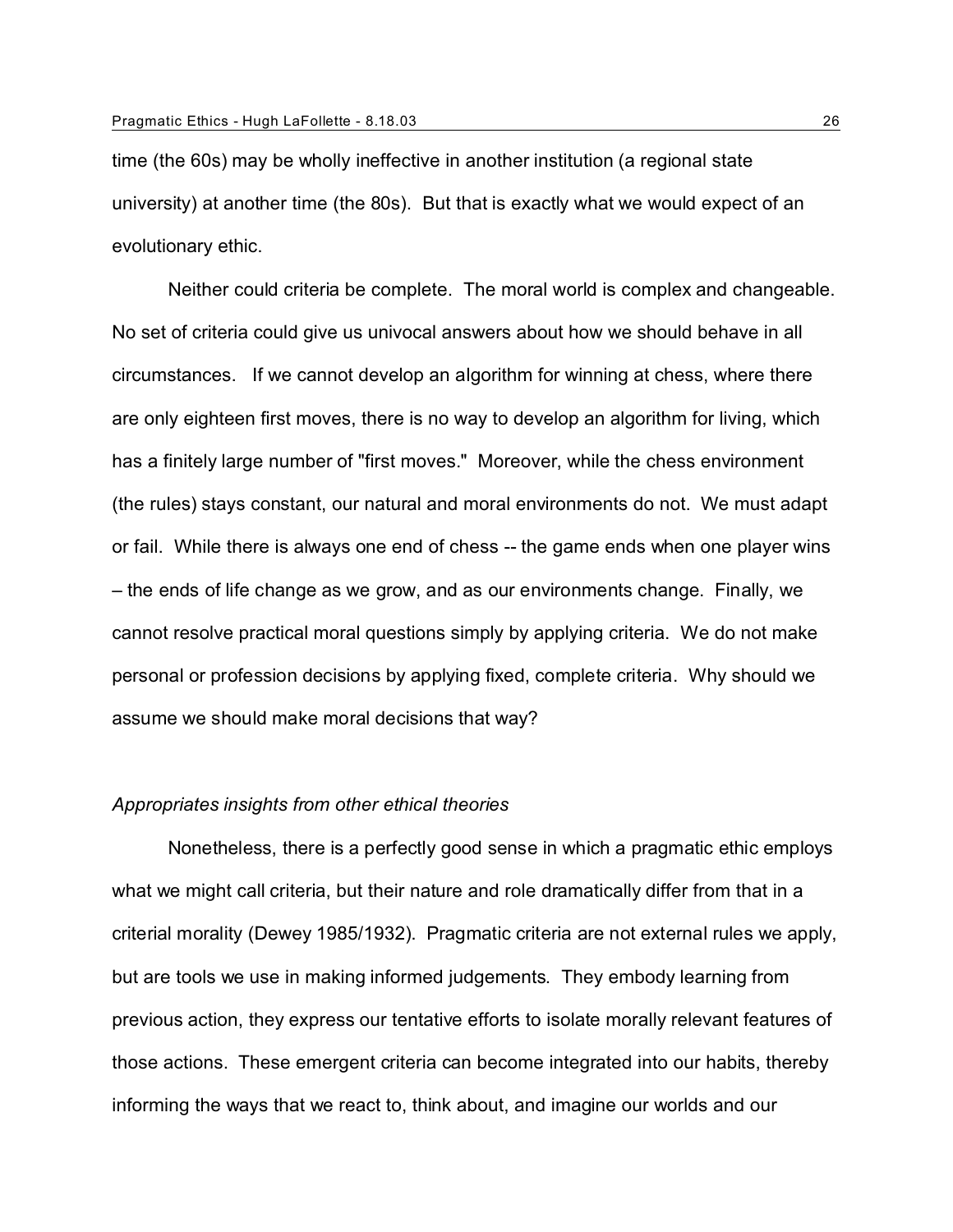time (the 60s) may be wholly ineffective in another institution (a regional state university) at another time (the 80s). But that is exactly what we would expect of an evolutionary ethic.

Neither could criteria be complete. The moral world is complex and changeable. No set of criteria could give us univocal answers about how we should behave in all circumstances. If we cannot develop an algorithm for winning at chess, where there are only eighteen first moves, there is no way to develop an algorithm for living, which has a finitely large number of "first moves." Moreover, while the chess environment (the rules) stays constant, our natural and moral environments do not. We must adapt or fail. While there is always one end of chess -- the game ends when one player wins – the ends of life change as we grow, and as our environments change. Finally, we cannot resolve practical moral questions simply by applying criteria. We do not make personal or profession decisions by applying fixed, complete criteria. Why should we assume we should make moral decisions that way?

*Appropriates insights from other ethical theories*

Nonetheless, there is a perfectly good sense in which a pragmatic ethic employs what we might call criteria, but their nature and role dramatically differ from that in a criterial morality (Dewey 1985/1932). Pragmatic criteria are not external rules we apply, but are tools we use in making informed judgements. They embody learning from previous action, they express our tentative efforts to isolate morally relevant features of those actions. These emergent criteria can become integrated into our habits, thereby informing the ways that we react to, think about, and imagine our worlds and our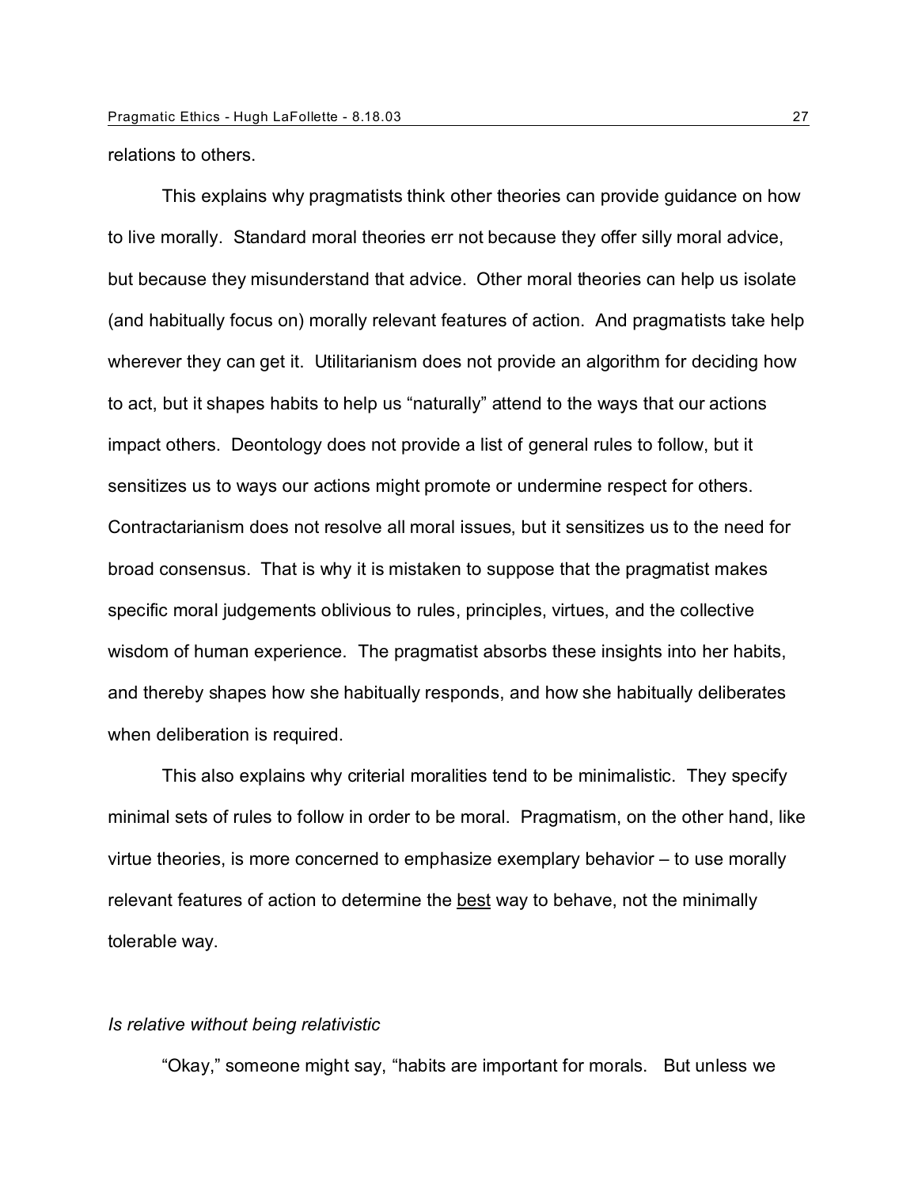relations to others.

This explains why pragmatists think other theories can provide guidance on how to live morally. Standard moral theories err not because they offer silly moral advice, but because they misunderstand that advice. Other moral theories can help us isolate (and habitually focus on) morally relevant features of action. And pragmatists take help wherever they can get it. Utilitarianism does not provide an algorithm for deciding how to act, but it shapes habits to help us "naturally" attend to the ways that our actions impact others. Deontology does not provide a list of general rules to follow, but it sensitizes us to ways our actions might promote or undermine respect for others. Contractarianism does not resolve all moral issues, but it sensitizes us to the need for broad consensus. That is why it is mistaken to suppose that the pragmatist makes specific moral judgements oblivious to rules, principles, virtues, and the collective wisdom of human experience. The pragmatist absorbs these insights into her habits, and thereby shapes how she habitually responds, and how she habitually deliberates when deliberation is required.

This also explains why criterial moralities tend to be minimalistic. They specify minimal sets of rules to follow in order to be moral. Pragmatism, on the other hand, like virtue theories, is more concerned to emphasize exemplary behavior – to use morally relevant features of action to determine the <u>best</u> way to behave, not the minimally tolerable way.

*Is relative without being relativistic*

"Okay," someone might say, "habits are important for morals. But unless we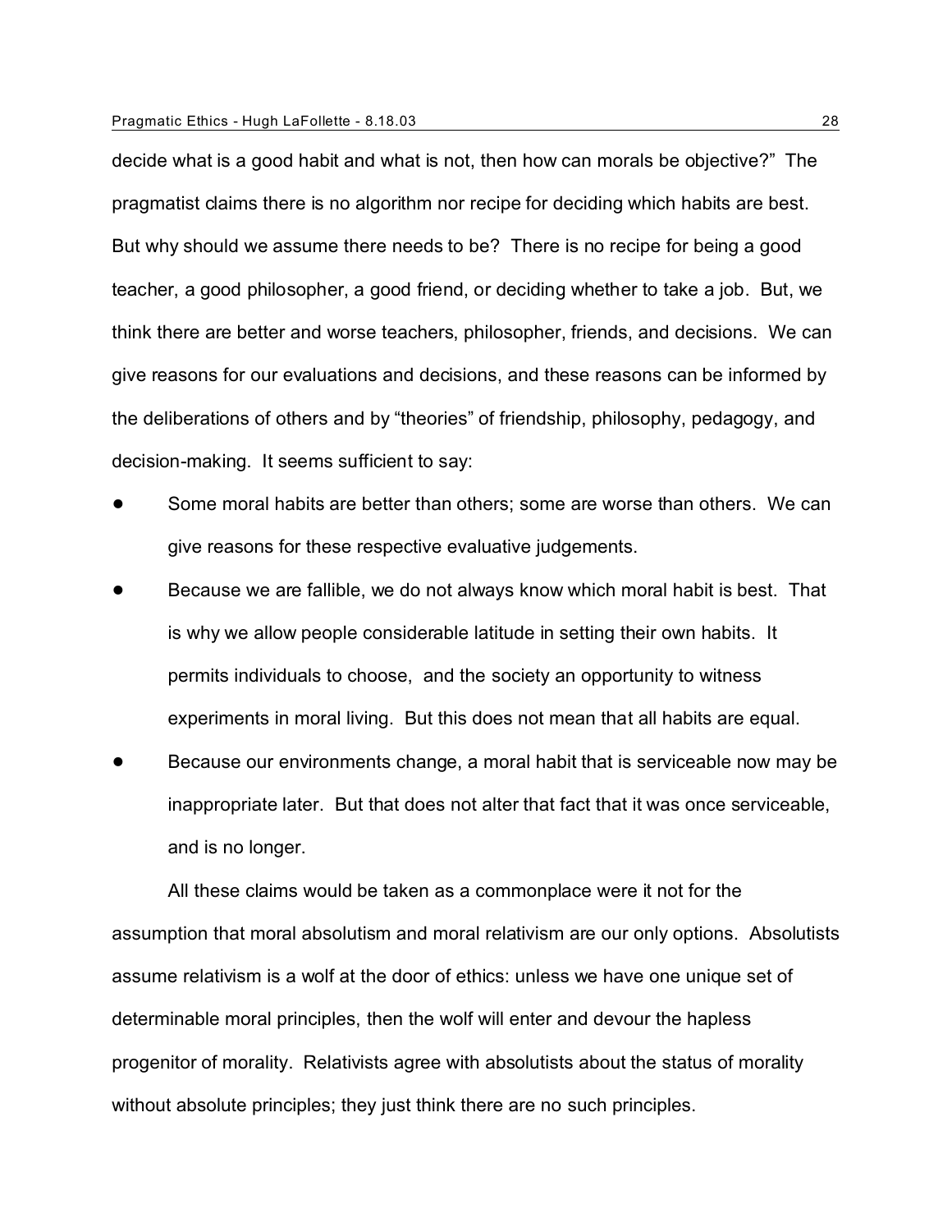decide what is a good habit and what is not, then how can morals be objective?" The pragmatist claims there is no algorithm nor recipe for deciding which habits are best. But why should we assume there needs to be? There is no recipe for being a good teacher, a good philosopher, a good friend, or deciding whether to take a job. But, we think there are better and worse teachers, philosopher, friends, and decisions. We can give reasons for our evaluations and decisions, and these reasons can be informed by the deliberations of others and by "theories" of friendship, philosophy, pedagogy, and decision-making. It seems sufficient to say:

- Some moral habits are better than others; some are worse than others. We can give reasons for these respective evaluative judgements.
- Because we are fallible, we do not always know which moral habit is best. That is why we allow people considerable latitude in setting their own habits. It permits individuals to choose, and the society an opportunity to witness experiments in moral living. But this does not mean that all habits are equal.
- Because our environments change, a moral habit that is serviceable now may be inappropriate later. But that does not alter that fact that it was once serviceable, and is no longer.

All these claims would be taken as a commonplace were it not for the assumption that moral absolutism and moral relativism are our only options. Absolutists assume relativism is a wolf at the door of ethics: unless we have one unique set of determinable moral principles, then the wolf will enter and devour the hapless progenitor of morality. Relativists agree with absolutists about the status of morality without absolute principles; they just think there are no such principles.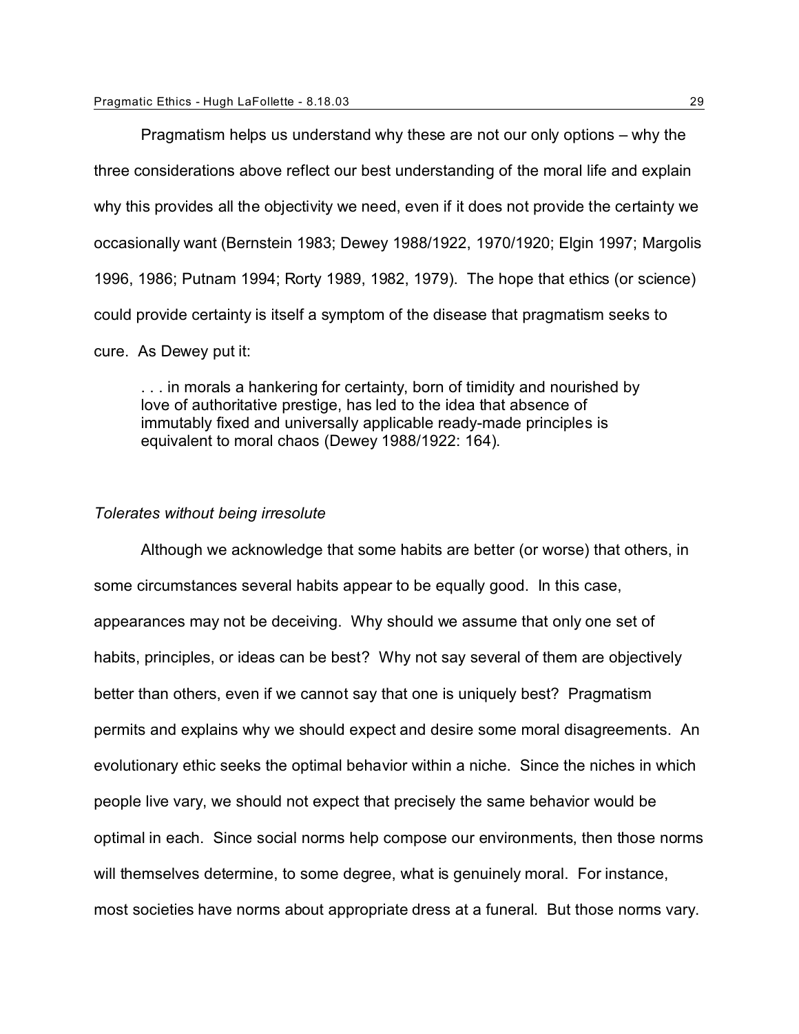Pragmatism helps us understand why these are not our only options – why the three considerations above reflect our best understanding of the moral life and explain why this provides all the objectivity we need, even if it does not provide the certainty we occasionally want (Bernstein 1983; Dewey 1988/1922, 1970/1920; Elgin 1997; Margolis 1996, 1986; Putnam 1994; Rorty 1989, 1982, 1979). The hope that ethics (or science) could provide certainty is itself a symptom of the disease that pragmatism seeks to cure. As Dewey put it:

> . . . in morals a hankering for certainty, born of timidity and nourished by love of authoritative prestige, has led to the idea that absence of immutably fixed and universally applicable ready-made principles is equivalent to moral chaos (Dewey 1988/1922: 164).

*Tolerates without being irresolute*

Although we acknowledge that some habits are better (or worse) that others, in some circumstances several habits appear to be equally good. In this case, appearances may not be deceiving. Why should we assume that only one set of habits, principles, or ideas can be best? Why not say several of them are objectively better than others, even if we cannot say that one is uniquely best? Pragmatism permits and explains why we should expect and desire some moral disagreements. An evolutionary ethic seeks the optimal behavior within a niche. Since the niches in which people live vary, we should not expect that precisely the same behavior would be optimal in each. Since social norms help compose our environments, then those norms will themselves determine, to some degree, what is genuinely moral. For instance, most societies have norms about appropriate dress at a funeral. But those norms vary.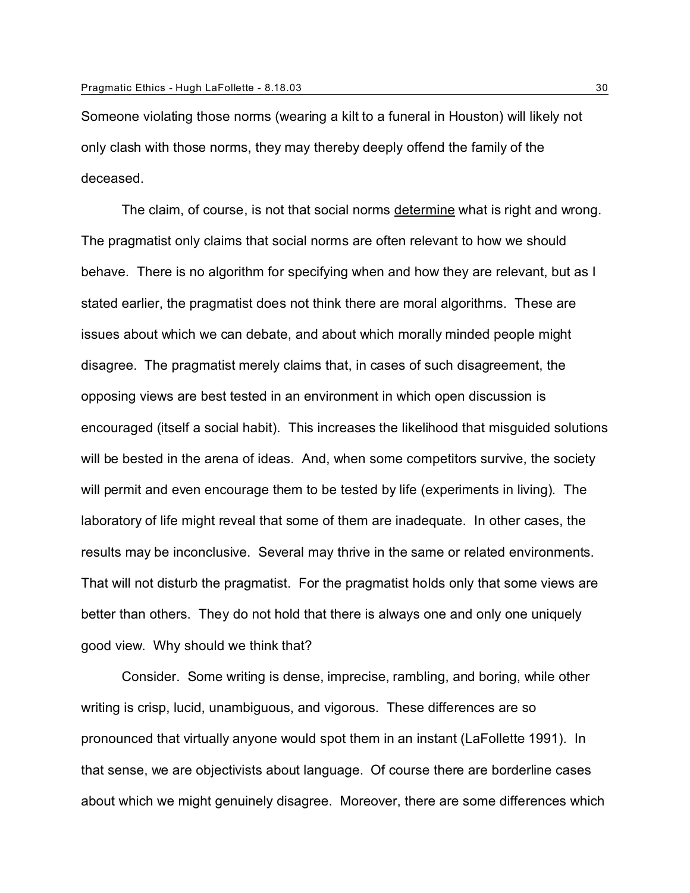Someone violating those norms (wearing a kilt to a funeral in Houston) will likely not only clash with those norms, they may thereby deeply offend the family of the deceased.

The claim, of course, is not that social norms <u>determine</u> what is right and wrong. The pragmatist only claims that social norms are often relevant to how we should behave. There is no algorithm for specifying when and how they are relevant, but as I stated earlier, the pragmatist does not think there are moral algorithms. These are issues about which we can debate, and about which morally minded people might disagree. The pragmatist merely claims that, in cases of such disagreement, the opposing views are best tested in an environment in which open discussion is encouraged (itself a social habit). This increases the likelihood that misguided solutions will be bested in the arena of ideas. And, when some competitors survive, the society will permit and even encourage them to be tested by life (experiments in living). The laboratory of life might reveal that some of them are inadequate. In other cases, the results may be inconclusive. Several may thrive in the same or related environments. That will not disturb the pragmatist. For the pragmatist holds only that some views are better than others. They do not hold that there is always one and only one uniquely good view. Why should we think that?

Consider. Some writing is dense, imprecise, rambling, and boring, while other writing is crisp, lucid, unambiguous, and vigorous. These differences are so pronounced that virtually anyone would spot them in an instant (LaFollette 1991). In that sense, we are objectivists about language. Of course there are borderline cases about which we might genuinely disagree. Moreover, there are some differences which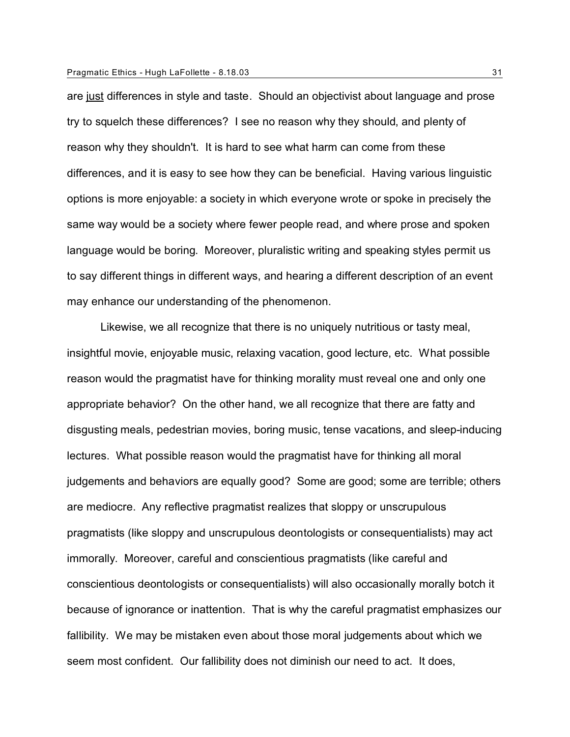are <u>just</u> differences in style and taste. Should an objectivist about language and prose try to squelch these differences? I see no reason why they should, and plenty of reason why they shouldn't. It is hard to see what harm can come from these differences, and it is easy to see how they can be beneficial. Having various linguistic options is more enjoyable: a society in which everyone wrote or spoke in precisely the same way would be a society where fewer people read, and where prose and spoken language would be boring. Moreover, pluralistic writing and speaking styles permit us to say different things in different ways, and hearing a different description of an event may enhance our understanding of the phenomenon.

Likewise, we all recognize that there is no uniquely nutritious or tasty meal, insightful movie, enjoyable music, relaxing vacation, good lecture, etc. What possible reason would the pragmatist have for thinking morality must reveal one and only one appropriate behavior? On the other hand, we all recognize that there are fatty and disgusting meals, pedestrian movies, boring music, tense vacations, and sleep-inducing lectures. What possible reason would the pragmatist have for thinking all moral judgements and behaviors are equally good? Some are good; some are terrible; others are mediocre. Any reflective pragmatist realizes that sloppy or unscrupulous pragmatists (like sloppy and unscrupulous deontologists or consequentialists) may act immorally. Moreover, careful and conscientious pragmatists (like careful and conscientious deontologists or consequentialists) will also occasionally morally botch it because of ignorance or inattention. That is why the careful pragmatist emphasizes our fallibility. We may be mistaken even about those moral judgements about which we seem most confident. Our fallibility does not diminish our need to act. It does,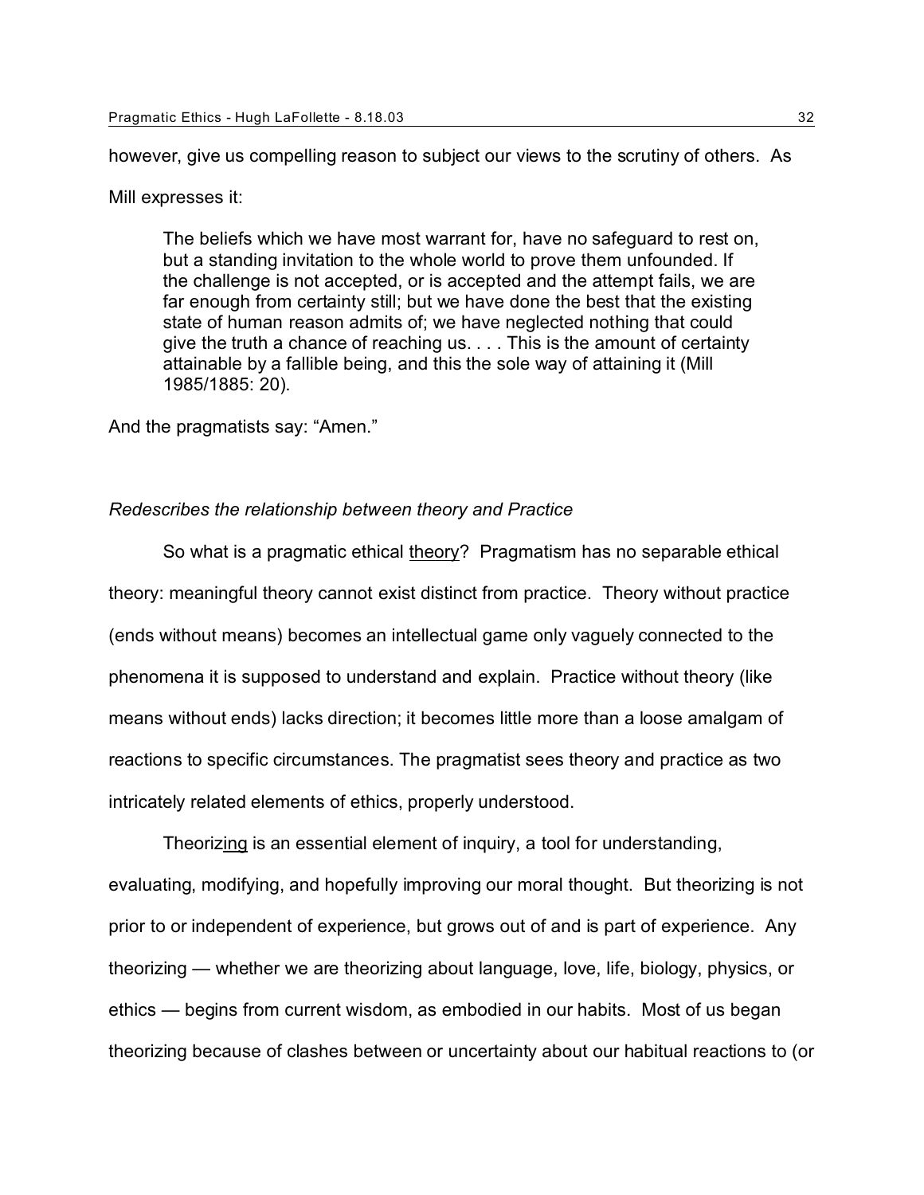however, give us compelling reason to subject our views to the scrutiny of others. As Mill expresses it:

> The beliefs which we have most warrant for, have no safeguard to rest on, but a standing invitation to the whole world to prove them unfounded. If the challenge is not accepted, or is accepted and the attempt fails, we are far enough from certainty still; but we have done the best that the existing state of human reason admits of; we have neglected nothing that could give the truth a chance of reaching us. . . . This is the amount of certainty attainable by a fallible being, and this the sole way of attaining it (Mill 1985/1885: 20).

And the pragmatists say: "Amen."

*Redescribes the relationship between theory and Practice*

So what is a pragmatic ethical theory? Pragmatism has no separable ethical theory: meaningful theory cannot exist distinct from practice. Theory without practice (ends without means) becomes an intellectual game only vaguely connected to the phenomena it is supposed to understand and explain. Practice without theory (like means without ends) lacks direction; it becomes little more than a loose amalgam of reactions to specific circumstances. The pragmatist sees theory and practice as two intricately related elements of ethics, properly understood.

Theorizing is an essential element of inquiry, a tool for understanding, evaluating, modifying, and hopefully improving our moral thought. But theorizing is not prior to or independent of experience, but grows out of and is part of experience. Any theorizing — whether we are theorizing about language, love, life, biology, physics, or ethics — begins from current wisdom, as embodied in our habits. Most of us began theorizing because of clashes between or uncertainty about our habitual reactions to (or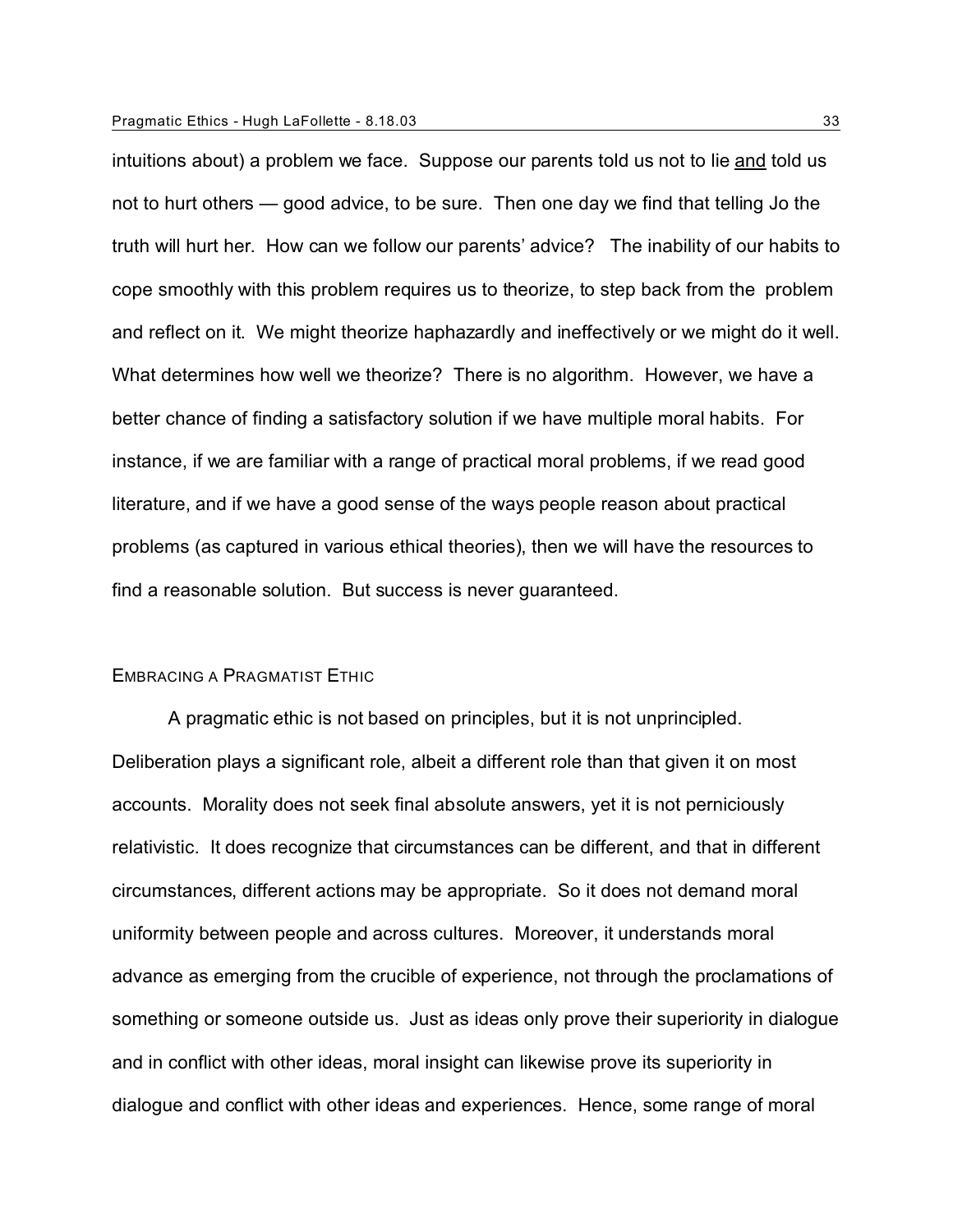intuitions about) a problem we face. Suppose our parents told us not to lie and told us not to hurt others — good advice, to be sure. Then one day we find that telling Jo the truth will hurt her. How can we follow our parents' advice? The inability of our habits to cope smoothly with this problem requires us to theorize, to step back from the problem and reflect on it. We might theorize haphazardly and ineffectively or we might do it well. What determines how well we theorize? There is no algorithm. However, we have a better chance of finding a satisfactory solution if we have multiple moral habits. For instance, if we are familiar with a range of practical moral problems, if we read good literature, and if we have a good sense of the ways people reason about practical problems (as captured in various ethical theories), then we will have the resources to find a reasonable solution. But success is never guaranteed.

## EMBRACING A PRAGMATIST ETHIC

A pragmatic ethic is not based on principles, but it is not unprincipled. Deliberation plays a significant role, albeit a different role than that given it on most accounts. Morality does not seek final absolute answers, yet it is not perniciously relativistic. It does recognize that circumstances can be different, and that in different circumstances, different actions may be appropriate. So it does not demand moral uniformity between people and across cultures. Moreover, it understands moral advance as emerging from the crucible of experience, not through the proclamations of something or someone outside us. Just as ideas only prove their superiority in dialogue and in conflict with other ideas, moral insight can likewise prove its superiority in dialogue and conflict with other ideas and experiences. Hence, some range of moral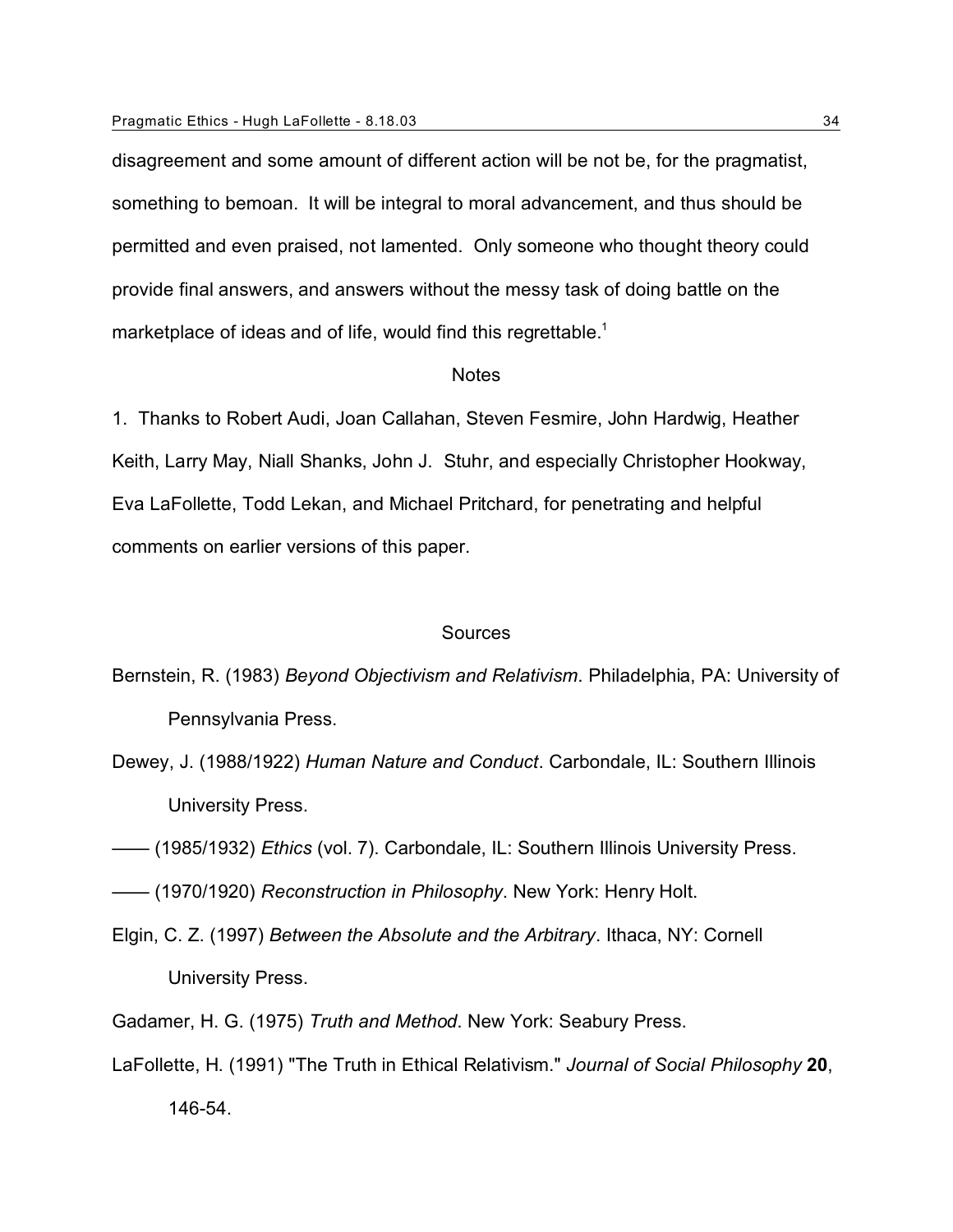disagreement and some amount of different action will be not be, for the pragmatist, something to bemoan. It will be integral to moral advancement, and thus should be permitted and even praised, not lamented. Only someone who thought theory could provide final answers, and answers without the messy task of doing battle on the marketplace of ideas and of life, would find this regrettable.[1]

## Notes

1. Thanks to Robert Audi, Joan Callahan, Steven Fesmire, John Hardwig, Heather Keith, Larry May, Niall Shanks, John J. Stuhr, and especially Christopher Hookway, Eva LaFollette, Todd Lekan, and Michael Pritchard, for penetrating and helpful comments on earlier versions of this paper.

## Sources

Bernstein, R. (1983) *Beyond Objectivism and Relativism*. Philadelphia, PA: University of Pennsylvania Press.

Dewey, J. (1988/1922) *Human Nature and Conduct*. Carbondale, IL: Southern Illinois University Press.

—— (1985/1932) *Ethics* (vol. 7). Carbondale, IL: Southern Illinois University Press.

—— (1970/1920) *Reconstruction in Philosophy*. New York: Henry Holt.

Elgin, C. Z. (1997) *Between the Absolute and the Arbitrary*. Ithaca, NY: Cornell University Press.

Gadamer, H. G. (1975) *Truth and Method*. New York: Seabury Press.

LaFollette, H. (1991) "The Truth in Ethical Relativism." *Journal of Social Philosophy* **20**, 146-54.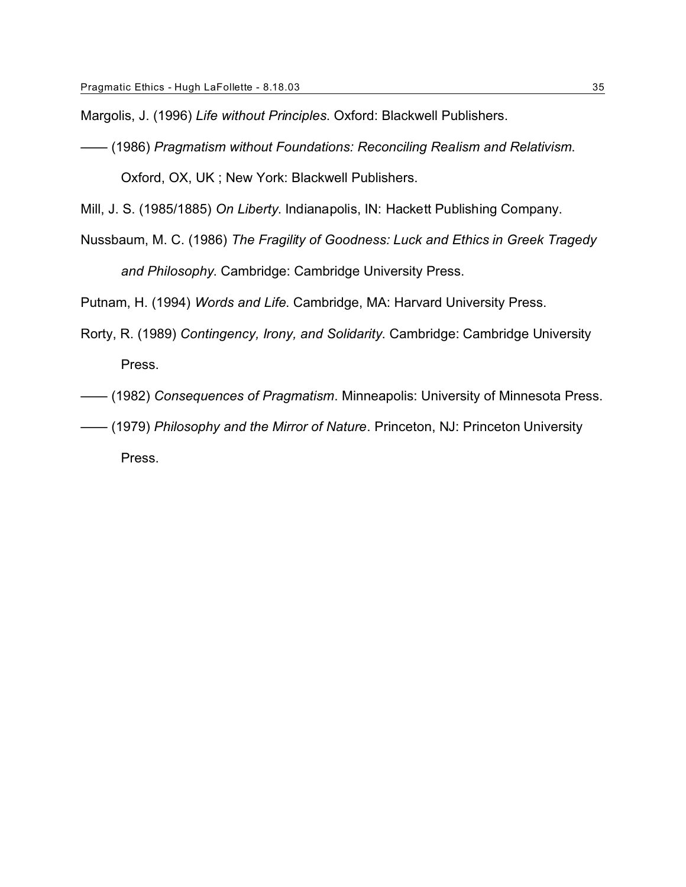Margolis, J. (1996) *Life without Principles*. Oxford: Blackwell Publishers.

—— (1986) *Pragmatism without Foundations: Reconciling Realism and Relativism*. Oxford, OX, UK ; New York: Blackwell Publishers.

Mill, J. S. (1985/1885) *On Liberty*. Indianapolis, IN: Hackett Publishing Company.

Nussbaum, M. C. (1986) *The Fragility of Goodness: Luck and Ethics in Greek Tragedy and Philosophy*. Cambridge: Cambridge University Press.

Putnam, H. (1994) *Words and Life*. Cambridge, MA: Harvard University Press.

Rorty, R. (1989) *Contingency, Irony, and Solidarity*. Cambridge: Cambridge University Press.

—— (1982) *Consequences of Pragmatism*. Minneapolis: University of Minnesota Press.

—— (1979) *Philosophy and the Mirror of Nature*. Princeton, NJ: Princeton University Press.